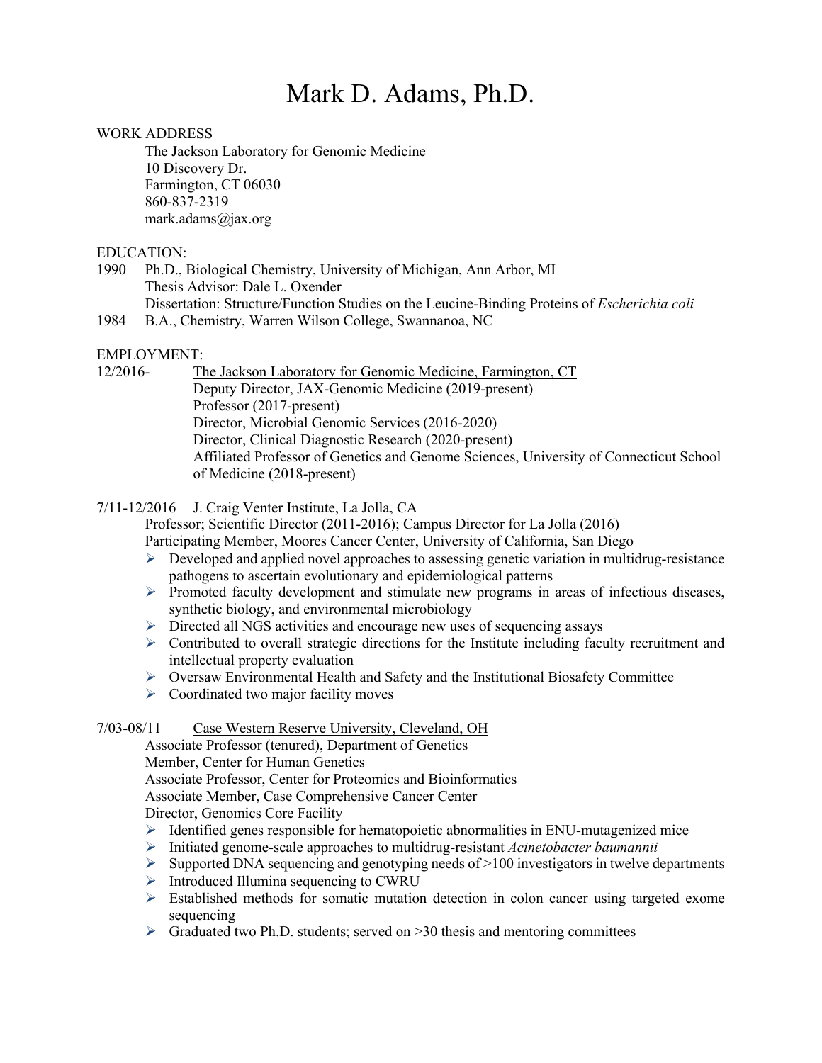# Mark D. Adams, Ph.D.

WORK ADDRESS

The Jackson Laboratory for Genomic Medicine
10 Discovery Dr.
Farmington, CT 06030
860-837-2319
mark.adams@jax.org

EDUCATION:

1990 Ph.D., Biological Chemistry, University of Michigan, Ann Arbor, MI
Thesis Advisor: Dale L. Oxender
Dissertation: Structure/Function Studies on the Leucine-Binding Proteins of *Escherichia coli*

1984 B.A., Chemistry, Warren Wilson College, Swannanoa, NC

EMPLOYMENT:

12/2016- <u>The Jackson Laboratory for Genomic Medicine, Farmington, CT</u>
Deputy Director, JAX-Genomic Medicine (2019-present)
Professor (2017-present)
Director, Microbial Genomic Services (2016-2020)
Director, Clinical Diagnostic Research (2020-present)
Affiliated Professor of Genetics and Genome Sciences, University of Connecticut School of Medicine (2018-present)

7/11-12/2016 <u>J. Craig Venter Institute, La Jolla, CA</u>
Professor; Scientific Director (2011-2016); Campus Director for La Jolla (2016)
Participating Member, Moores Cancer Center, University of California, San Diego

- Developed and applied novel approaches to assessing genetic variation in multidrug-resistance pathogens to ascertain evolutionary and epidemiological patterns
- Promoted faculty development and stimulate new programs in areas of infectious diseases, synthetic biology, and environmental microbiology
- Directed all NGS activities and encourage new uses of sequencing assays
- Contributed to overall strategic directions for the Institute including faculty recruitment and intellectual property evaluation
- Oversaw Environmental Health and Safety and the Institutional Biosafety Committee
- Coordinated two major facility moves

7/03-08/11 <u>Case Western Reserve University, Cleveland, OH</u>
Associate Professor (tenured), Department of Genetics
Member, Center for Human Genetics
Associate Professor, Center for Proteomics and Bioinformatics
Associate Member, Case Comprehensive Cancer Center
Director, Genomics Core Facility

- Identified genes responsible for hematopoietic abnormalities in ENU-mutagenized mice
- Initiated genome-scale approaches to multidrug-resistant *Acinetobacter baumannii*
- Supported DNA sequencing and genotyping needs of >100 investigators in twelve departments
- Introduced Illumina sequencing to CWRU
- Established methods for somatic mutation detection in colon cancer using targeted exome sequencing
- Graduated two Ph.D. students; served on >30 thesis and mentoring committees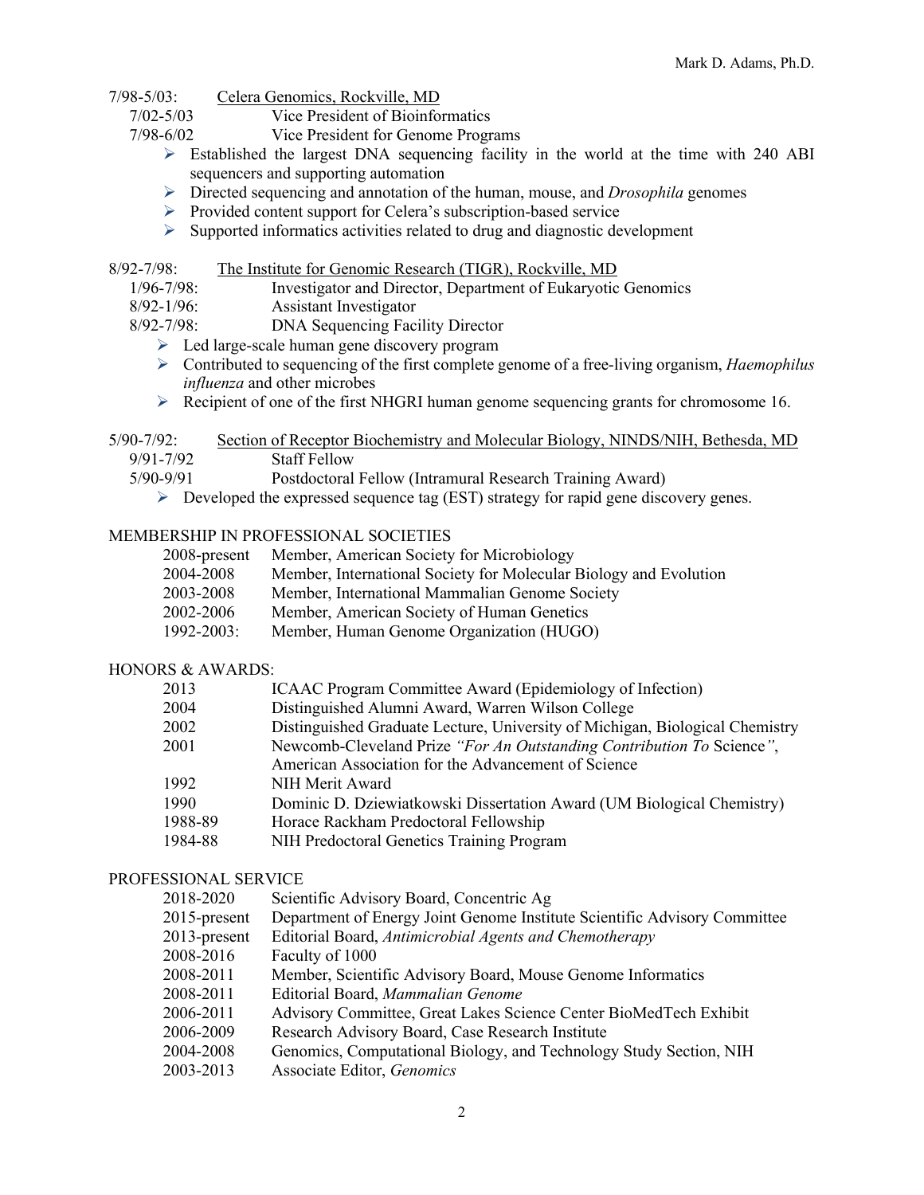7/98-5/03: Celera Genomics, Rockville, MD

7/02-5/03 Vice President of Bioinformatics

7/98-6/02 Vice President for Genome Programs

- Established the largest DNA sequencing facility in the world at the time with 240 ABI sequencers and supporting automation
- Directed sequencing and annotation of the human, mouse, and *Drosophila* genomes
- Provided content support for Celera's subscription-based service
- Supported informatics activities related to drug and diagnostic development

8/92-7/98: The Institute for Genomic Research (TIGR), Rockville, MD

1/96-7/98: Investigator and Director, Department of Eukaryotic Genomics

8/92-1/96: Assistant Investigator

8/92-7/98: DNA Sequencing Facility Director

- Led large-scale human gene discovery program
- Contributed to sequencing of the first complete genome of a free-living organism, *Haemophilus influenza* and other microbes
- Recipient of one of the first NHGRI human genome sequencing grants for chromosome 16.

5/90-7/92: Section of Receptor Biochemistry and Molecular Biology, NINDS/NIH, Bethesda, MD

9/91-7/92 Staff Fellow

5/90-9/91 Postdoctoral Fellow (Intramural Research Training Award)

- Developed the expressed sequence tag (EST) strategy for rapid gene discovery genes.

## MEMBERSHIP IN PROFESSIONAL SOCIETIES

| | |
|---|---|
| 2008-present | Member, American Society for Microbiology |
| 2004-2008 | Member, International Society for Molecular Biology and Evolution |
| 2003-2008 | Member, International Mammalian Genome Society |
| 2002-2006 | Member, American Society of Human Genetics |
| 1992-2003: | Member, Human Genome Organization (HUGO) |

## HONORS & AWARDS:

| | |
|---|---|
| 2013 | ICAAC Program Committee Award (Epidemiology of Infection) |
| 2004 | Distinguished Alumni Award, Warren Wilson College |
| 2002 | Distinguished Graduate Lecture, University of Michigan, Biological Chemistry |
| 2001 | Newcomb-Cleveland Prize *"For An Outstanding Contribution To* Science*"*, American Association for the Advancement of Science |
| 1992 | NIH Merit Award |
| 1990 | Dominic D. Dziewiatkowski Dissertation Award (UM Biological Chemistry) |
| 1988-89 | Horace Rackham Predoctoral Fellowship |
| 1984-88 | NIH Predoctoral Genetics Training Program |

## PROFESSIONAL SERVICE

| | |
|---|---|
| 2018-2020 | Scientific Advisory Board, Concentric Ag |
| 2015-present | Department of Energy Joint Genome Institute Scientific Advisory Committee |
| 2013-present | Editorial Board, *Antimicrobial Agents and Chemotherapy* |
| 2008-2016 | Faculty of 1000 |
| 2008-2011 | Member, Scientific Advisory Board, Mouse Genome Informatics |
| 2008-2011 | Editorial Board, *Mammalian Genome* |
| 2006-2011 | Advisory Committee, Great Lakes Science Center BioMedTech Exhibit |
| 2006-2009 | Research Advisory Board, Case Research Institute |
| 2004-2008 | Genomics, Computational Biology, and Technology Study Section, NIH |
| 2003-2013 | Associate Editor, *Genomics* |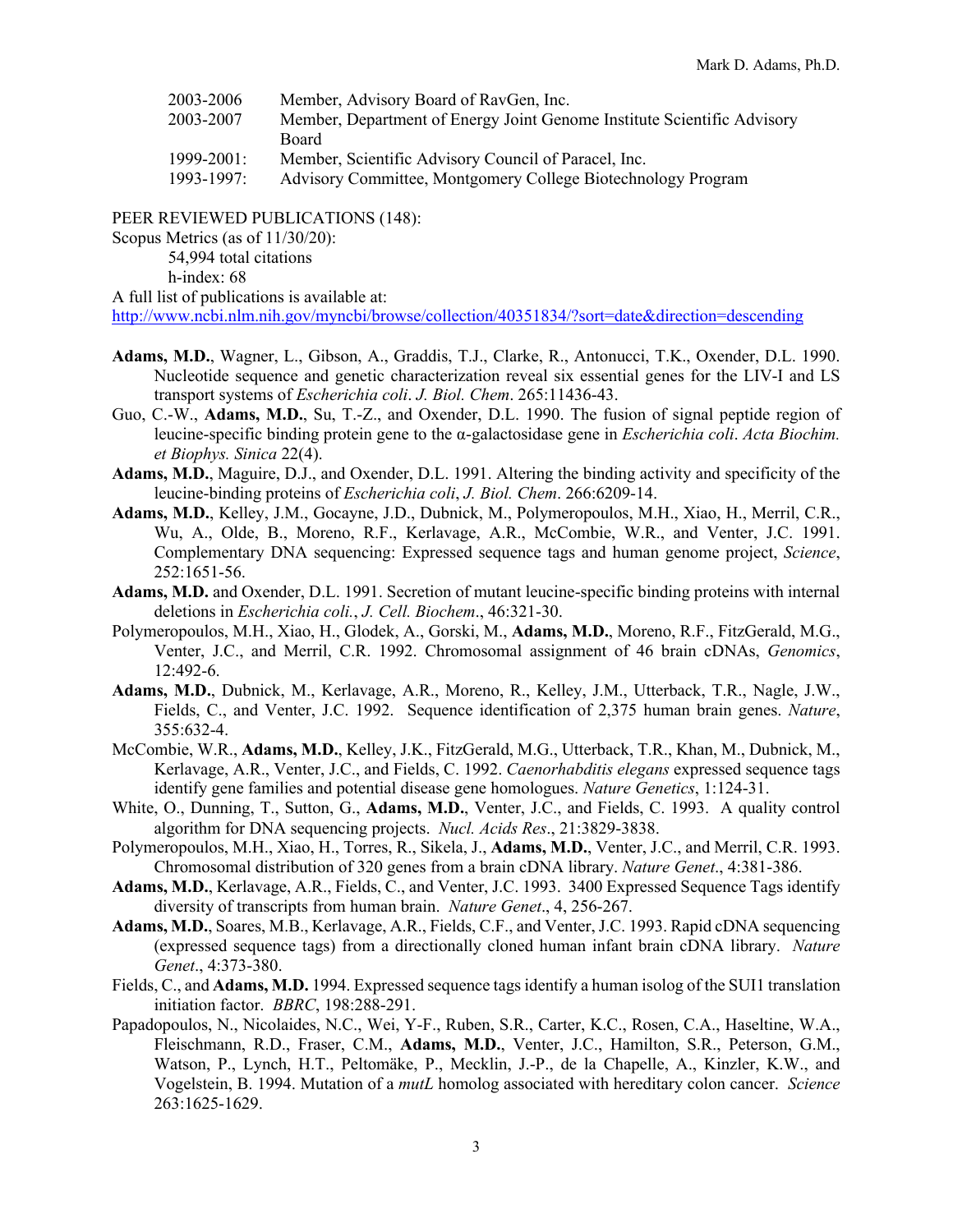| | |
|---|---|
| 2003-2006 | Member, Advisory Board of RavGen, Inc. |
| 2003-2007 | Member, Department of Energy Joint Genome Institute Scientific Advisory Board |
| 1999-2001: | Member, Scientific Advisory Council of Paracel, Inc. |
| 1993-1997: | Advisory Committee, Montgomery College Biotechnology Program |

PEER REVIEWED PUBLICATIONS (148):

Scopus Metrics (as of 11/30/20):

54,994 total citations

h-index: 68

A full list of publications is available at:
http://www.ncbi.nlm.nih.gov/myncbi/browse/collection/40351834/?sort=date&direction=descending

**Adams, M.D.**, Wagner, L., Gibson, A., Graddis, T.J., Clarke, R., Antonucci, T.K., Oxender, D.L. 1990. Nucleotide sequence and genetic characterization reveal six essential genes for the LIV-I and LS transport systems of *Escherichia coli*. *J. Biol. Chem*. 265:11436-43.

Guo, C.-W., **Adams, M.D.**, Su, T.-Z., and Oxender, D.L. 1990. The fusion of signal peptide region of leucine-specific binding protein gene to the α-galactosidase gene in *Escherichia coli*. *Acta Biochim. et Biophys. Sinica* 22(4).

**Adams, M.D.**, Maguire, D.J., and Oxender, D.L. 1991. Altering the binding activity and specificity of the leucine-binding proteins of *Escherichia coli*, *J. Biol. Chem*. 266:6209-14.

**Adams, M.D.**, Kelley, J.M., Gocayne, J.D., Dubnick, M., Polymeropoulos, M.H., Xiao, H., Merril, C.R., Wu, A., Olde, B., Moreno, R.F., Kerlavage, A.R., McCombie, W.R., and Venter, J.C. 1991. Complementary DNA sequencing: Expressed sequence tags and human genome project, *Science*, 252:1651-56.

**Adams, M.D.** and Oxender, D.L. 1991. Secretion of mutant leucine-specific binding proteins with internal deletions in *Escherichia coli.*, *J. Cell. Biochem*., 46:321-30.

Polymeropoulos, M.H., Xiao, H., Glodek, A., Gorski, M., **Adams, M.D.**, Moreno, R.F., FitzGerald, M.G., Venter, J.C., and Merril, C.R. 1992. Chromosomal assignment of 46 brain cDNAs, *Genomics*, 12:492-6.

**Adams, M.D.**, Dubnick, M., Kerlavage, A.R., Moreno, R., Kelley, J.M., Utterback, T.R., Nagle, J.W., Fields, C., and Venter, J.C. 1992. Sequence identification of 2,375 human brain genes. *Nature*, 355:632-4.

McCombie, W.R., **Adams, M.D.**, Kelley, J.K., FitzGerald, M.G., Utterback, T.R., Khan, M., Dubnick, M., Kerlavage, A.R., Venter, J.C., and Fields, C. 1992. *Caenorhabditis elegans* expressed sequence tags identify gene families and potential disease gene homologues. *Nature Genetics*, 1:124-31.

White, O., Dunning, T., Sutton, G., **Adams, M.D.**, Venter, J.C., and Fields, C. 1993. A quality control algorithm for DNA sequencing projects. *Nucl. Acids Res*., 21:3829-3838.

Polymeropoulos, M.H., Xiao, H., Torres, R., Sikela, J., **Adams, M.D.**, Venter, J.C., and Merril, C.R. 1993. Chromosomal distribution of 320 genes from a brain cDNA library. *Nature Genet*., 4:381-386.

**Adams, M.D.**, Kerlavage, A.R., Fields, C., and Venter, J.C. 1993. 3400 Expressed Sequence Tags identify diversity of transcripts from human brain. *Nature Genet*., 4, 256-267.

**Adams, M.D.**, Soares, M.B., Kerlavage, A.R., Fields, C.F., and Venter, J.C. 1993. Rapid cDNA sequencing (expressed sequence tags) from a directionally cloned human infant brain cDNA library. *Nature Genet*., 4:373-380.

Fields, C., and **Adams, M.D.** 1994. Expressed sequence tags identify a human isolog of the SUI1 translation initiation factor. *BBRC*, 198:288-291.

Papadopoulos, N., Nicolaides, N.C., Wei, Y-F., Ruben, S.R., Carter, K.C., Rosen, C.A., Haseltine, W.A., Fleischmann, R.D., Fraser, C.M., **Adams, M.D.**, Venter, J.C., Hamilton, S.R., Peterson, G.M., Watson, P., Lynch, H.T., Peltomäke, P., Mecklin, J.-P., de la Chapelle, A., Kinzler, K.W., and Vogelstein, B. 1994. Mutation of a *mutL* homolog associated with hereditary colon cancer. *Science* 263:1625-1629.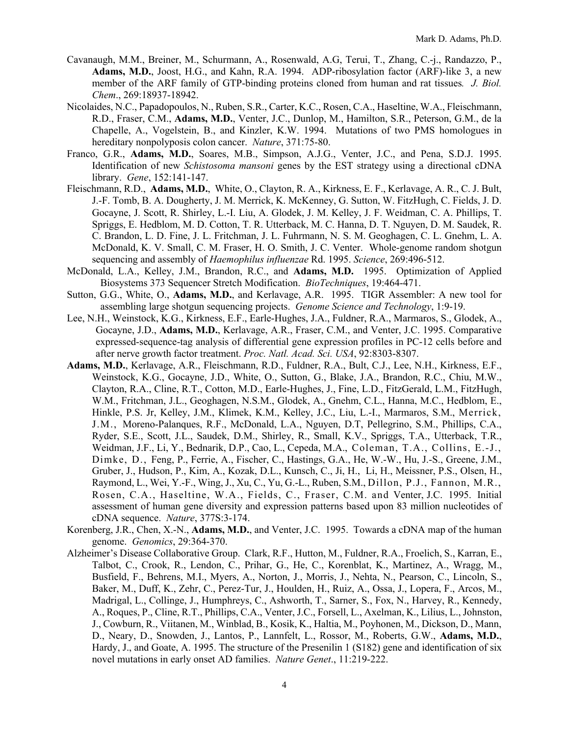Cavanaugh, M.M., Breiner, M., Schurmann, A., Rosenwald, A.G, Terui, T., Zhang, C.-j., Randazzo, P., **Adams, M.D.**, Joost, H.G., and Kahn, R.A. 1994. ADP-ribosylation factor (ARF)-like 3, a new member of the ARF family of GTP-binding proteins cloned from human and rat tissues*. J. Biol. Chem*., 269:18937-18942.

Nicolaides, N.C., Papadopoulos, N., Ruben, S.R., Carter, K.C., Rosen, C.A., Haseltine, W.A., Fleischmann, R.D., Fraser, C.M., **Adams, M.D.**, Venter, J.C., Dunlop, M., Hamilton, S.R., Peterson, G.M., de la Chapelle, A., Vogelstein, B., and Kinzler, K.W. 1994. Mutations of two PMS homologues in hereditary nonpolyposis colon cancer. *Nature*, 371:75-80.

Franco, G.R., **Adams, M.D.**, Soares, M.B., Simpson, A.J.G., Venter, J.C., and Pena, S.D.J. 1995. Identification of new *Schistosoma mansoni* genes by the EST strategy using a directional cDNA library. *Gene*, 152:141-147.

Fleischmann, R.D., **Adams, M.D.**, White, O., Clayton, R. A., Kirkness, E. F., Kerlavage, A. R., C. J. Bult, J.-F. Tomb, B. A. Dougherty, J. M. Merrick, K. McKenney, G. Sutton, W. FitzHugh, C. Fields, J. D. Gocayne, J. Scott, R. Shirley, L.-I. Liu, A. Glodek, J. M. Kelley, J. F. Weidman, C. A. Phillips, T. Spriggs, E. Hedblom, M. D. Cotton, T. R. Utterback, M. C. Hanna, D. T. Nguyen, D. M. Saudek, R. C. Brandon, L. D. Fine, J. L. Fritchman, J. L. Fuhrmann, N. S. M. Geoghagen, C. L. Gnehm, L. A. McDonald, K. V. Small, C. M. Fraser, H. O. Smith, J. C. Venter. Whole-genome random shotgun sequencing and assembly of *Haemophilus influenzae* Rd. 1995. *Science*, 269:496-512.

McDonald, L.A., Kelley, J.M., Brandon, R.C., and **Adams, M.D.** 1995. Optimization of Applied Biosystems 373 Sequencer Stretch Modification. *BioTechniques*, 19:464-471.

Sutton, G.G., White, O., **Adams, M.D.**, and Kerlavage, A.R. 1995. TIGR Assembler: A new tool for assembling large shotgun sequencing projects. *Genome Science and Technology*, 1:9-19.

Lee, N.H., Weinstock, K.G., Kirkness, E.F., Earle-Hughes, J.A., Fuldner, R.A., Marmaros, S., Glodek, A., Gocayne, J.D., **Adams, M.D.**, Kerlavage, A.R., Fraser, C.M., and Venter, J.C. 1995. Comparative expressed-sequence-tag analysis of differential gene expression profiles in PC-12 cells before and after nerve growth factor treatment. *Proc. Natl. Acad. Sci. USA*, 92:8303-8307.

**Adams, M.D.**, Kerlavage, A.R., Fleischmann, R.D., Fuldner, R.A., Bult, C.J., Lee, N.H., Kirkness, E.F., Weinstock, K.G., Gocayne, J.D., White, O., Sutton, G., Blake, J.A., Brandon, R.C., Chiu, M.W., Clayton, R.A., Cline, R.T., Cotton, M.D., Earle-Hughes, J., Fine, L.D., FitzGerald, L.M., FitzHugh, W.M., Fritchman, J.L., Geoghagen, N.S.M., Glodek, A., Gnehm, C.L., Hanna, M.C., Hedblom, E., Hinkle, P.S. Jr, Kelley, J.M., Klimek, K.M., Kelley, J.C., Liu, L.-I., Marmaros, S.M., Merrick, J.M., Moreno-Palanques, R.F., McDonald, L.A., Nguyen, D.T, Pellegrino, S.M., Phillips, C.A., Ryder, S.E., Scott, J.L., Saudek, D.M., Shirley, R., Small, K.V., Spriggs, T.A., Utterback, T.R., Weidman, J.F., Li, Y., Bednarik, D.P., Cao, L., Cepeda, M.A., Coleman, T.A., Collins, E.-J., Dimke, D., Feng, P., Ferrie, A., Fischer, C., Hastings, G.A., He, W.-W., Hu, J.-S., Greene, J.M., Gruber, J., Hudson, P., Kim, A., Kozak, D.L., Kunsch, C., Ji, H., Li, H., Meissner, P.S., Olsen, H., Raymond, L., Wei, Y.-F., Wing, J., Xu, C., Yu, G.-L., Ruben, S.M., Dillon, P.J., Fannon, M.R., Rosen, C.A., Haseltine, W.A., Fields, C., Fraser, C.M. and Venter, J.C. 1995. Initial assessment of human gene diversity and expression patterns based upon 83 million nucleotides of cDNA sequence. *Nature*, 377S:3-174.

Korenberg, J.R., Chen, X.-N., **Adams, M.D.**, and Venter, J.C. 1995. Towards a cDNA map of the human genome. *Genomics*, 29:364-370.

Alzheimer's Disease Collaborative Group. Clark, R.F., Hutton, M., Fuldner, R.A., Froelich, S., Karran, E., Talbot, C., Crook, R., Lendon, C., Prihar, G., He, C., Korenblat, K., Martinez, A., Wragg, M., Busfield, F., Behrens, M.I., Myers, A., Norton, J., Morris, J., Nehta, N., Pearson, C., Lincoln, S., Baker, M., Duff, K., Zehr, C., Perez-Tur, J., Houlden, H., Ruiz, A., Ossa, J., Lopera, F., Arcos, M., Madrigal, L., Collinge, J., Humphreys, C., Ashworth, T., Sarner, S., Fox, N., Harvey, R., Kennedy, A., Roques, P., Cline, R.T., Phillips, C.A., Venter, J.C., Forsell, L., Axelman, K., Lilius, L., Johnston, J., Cowburn, R., Viitanen, M., Winblad, B., Kosik, K., Haltia, M., Poyhonen, M., Dickson, D., Mann, D., Neary, D., Snowden, J., Lantos, P., Lannfelt, L., Rossor, M., Roberts, G.W., **Adams, M.D.**, Hardy, J., and Goate, A. 1995. The structure of the Presenilin 1 (S182) gene and identification of six novel mutations in early onset AD families. *Nature Genet*., 11:219-222.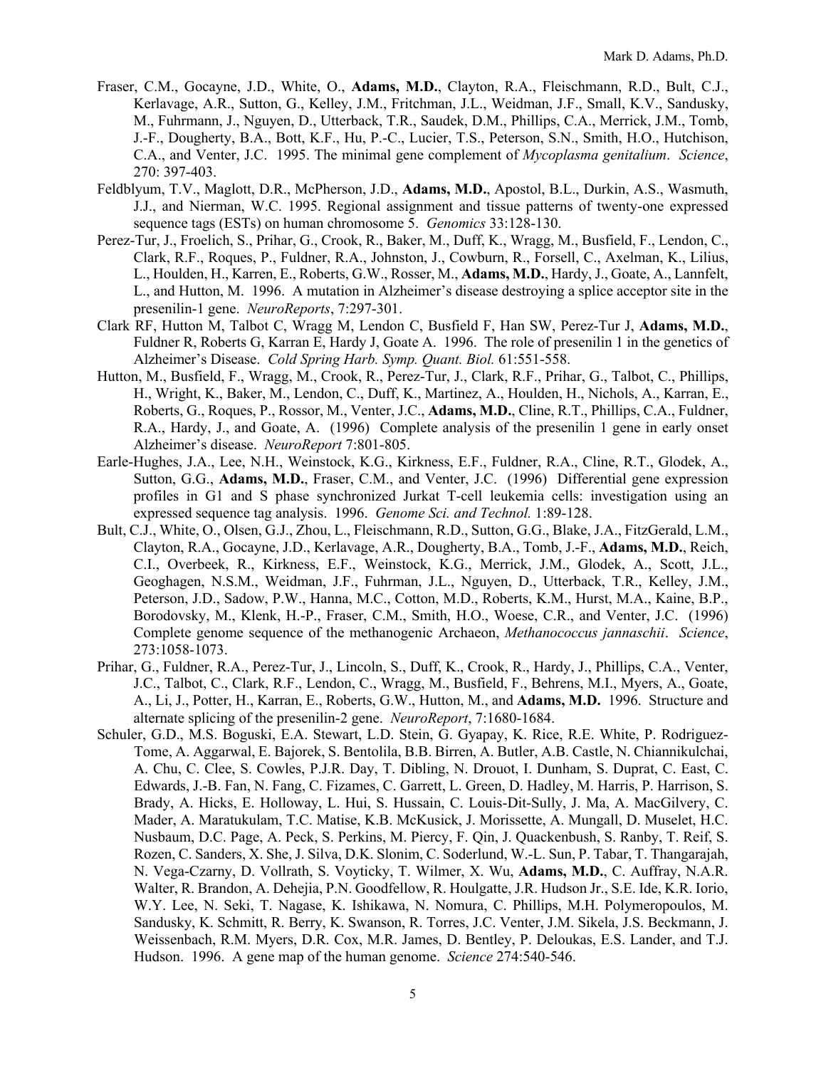Fraser, C.M., Gocayne, J.D., White, O., **Adams, M.D.**, Clayton, R.A., Fleischmann, R.D., Bult, C.J., Kerlavage, A.R., Sutton, G., Kelley, J.M., Fritchman, J.L., Weidman, J.F., Small, K.V., Sandusky, M., Fuhrmann, J., Nguyen, D., Utterback, T.R., Saudek, D.M., Phillips, C.A., Merrick, J.M., Tomb, J.-F., Dougherty, B.A., Bott, K.F., Hu, P.-C., Lucier, T.S., Peterson, S.N., Smith, H.O., Hutchison, C.A., and Venter, J.C. 1995. The minimal gene complement of *Mycoplasma genitalium*. *Science*, 270: 397-403.

Feldblyum, T.V., Maglott, D.R., McPherson, J.D., **Adams, M.D.**, Apostol, B.L., Durkin, A.S., Wasmuth, J.J., and Nierman, W.C. 1995. Regional assignment and tissue patterns of twenty-one expressed sequence tags (ESTs) on human chromosome 5. *Genomics* 33:128-130.

Perez-Tur, J., Froelich, S., Prihar, G., Crook, R., Baker, M., Duff, K., Wragg, M., Busfield, F., Lendon, C., Clark, R.F., Roques, P., Fuldner, R.A., Johnston, J., Cowburn, R., Forsell, C., Axelman, K., Lilius, L., Houlden, H., Karren, E., Roberts, G.W., Rosser, M., **Adams, M.D.**, Hardy, J., Goate, A., Lannfelt, L., and Hutton, M. 1996. A mutation in Alzheimer's disease destroying a splice acceptor site in the presenilin-1 gene. *NeuroReports*, 7:297-301.

Clark RF, Hutton M, Talbot C, Wragg M, Lendon C, Busfield F, Han SW, Perez-Tur J, **Adams, M.D.**, Fuldner R, Roberts G, Karran E, Hardy J, Goate A. 1996. The role of presenilin 1 in the genetics of Alzheimer's Disease. *Cold Spring Harb. Symp. Quant. Biol.* 61:551-558.

Hutton, M., Busfield, F., Wragg, M., Crook, R., Perez-Tur, J., Clark, R.F., Prihar, G., Talbot, C., Phillips, H., Wright, K., Baker, M., Lendon, C., Duff, K., Martinez, A., Houlden, H., Nichols, A., Karran, E., Roberts, G., Roques, P., Rossor, M., Venter, J.C., **Adams, M.D.**, Cline, R.T., Phillips, C.A., Fuldner, R.A., Hardy, J., and Goate, A. (1996) Complete analysis of the presenilin 1 gene in early onset Alzheimer's disease. *NeuroReport* 7:801-805.

Earle-Hughes, J.A., Lee, N.H., Weinstock, K.G., Kirkness, E.F., Fuldner, R.A., Cline, R.T., Glodek, A., Sutton, G.G., **Adams, M.D.**, Fraser, C.M., and Venter, J.C. (1996) Differential gene expression profiles in G1 and S phase synchronized Jurkat T-cell leukemia cells: investigation using an expressed sequence tag analysis. 1996. *Genome Sci. and Technol.* 1:89-128.

Bult, C.J., White, O., Olsen, G.J., Zhou, L., Fleischmann, R.D., Sutton, G.G., Blake, J.A., FitzGerald, L.M., Clayton, R.A., Gocayne, J.D., Kerlavage, A.R., Dougherty, B.A., Tomb, J.-F., **Adams, M.D.**, Reich, C.I., Overbeek, R., Kirkness, E.F., Weinstock, K.G., Merrick, J.M., Glodek, A., Scott, J.L., Geoghagen, N.S.M., Weidman, J.F., Fuhrman, J.L., Nguyen, D., Utterback, T.R., Kelley, J.M., Peterson, J.D., Sadow, P.W., Hanna, M.C., Cotton, M.D., Roberts, K.M., Hurst, M.A., Kaine, B.P., Borodovsky, M., Klenk, H.-P., Fraser, C.M., Smith, H.O., Woese, C.R., and Venter, J.C. (1996) Complete genome sequence of the methanogenic Archaeon, *Methanococcus jannaschii*. *Science*, 273:1058-1073.

Prihar, G., Fuldner, R.A., Perez-Tur, J., Lincoln, S., Duff, K., Crook, R., Hardy, J., Phillips, C.A., Venter, J.C., Talbot, C., Clark, R.F., Lendon, C., Wragg, M., Busfield, F., Behrens, M.I., Myers, A., Goate, A., Li, J., Potter, H., Karran, E., Roberts, G.W., Hutton, M., and **Adams, M.D.** 1996. Structure and alternate splicing of the presenilin-2 gene. *NeuroReport*, 7:1680-1684.

Schuler, G.D., M.S. Boguski, E.A. Stewart, L.D. Stein, G. Gyapay, K. Rice, R.E. White, P. Rodriguez-Tome, A. Aggarwal, E. Bajorek, S. Bentolila, B.B. Birren, A. Butler, A.B. Castle, N. Chiannikulchai, A. Chu, C. Clee, S. Cowles, P.J.R. Day, T. Dibling, N. Drouot, I. Dunham, S. Duprat, C. East, C. Edwards, J.-B. Fan, N. Fang, C. Fizames, C. Garrett, L. Green, D. Hadley, M. Harris, P. Harrison, S. Brady, A. Hicks, E. Holloway, L. Hui, S. Hussain, C. Louis-Dit-Sully, J. Ma, A. MacGilvery, C. Mader, A. Maratukulam, T.C. Matise, K.B. McKusick, J. Morissette, A. Mungall, D. Muselet, H.C. Nusbaum, D.C. Page, A. Peck, S. Perkins, M. Piercy, F. Qin, J. Quackenbush, S. Ranby, T. Reif, S. Rozen, C. Sanders, X. She, J. Silva, D.K. Slonim, C. Soderlund, W.-L. Sun, P. Tabar, T. Thangarajah, N. Vega-Czarny, D. Vollrath, S. Voyticky, T. Wilmer, X. Wu, **Adams, M.D.**, C. Auffray, N.A.R. Walter, R. Brandon, A. Dehejia, P.N. Goodfellow, R. Houlgatte, J.R. Hudson Jr., S.E. Ide, K.R. Iorio, W.Y. Lee, N. Seki, T. Nagase, K. Ishikawa, N. Nomura, C. Phillips, M.H. Polymeropoulos, M. Sandusky, K. Schmitt, R. Berry, K. Swanson, R. Torres, J.C. Venter, J.M. Sikela, J.S. Beckmann, J. Weissenbach, R.M. Myers, D.R. Cox, M.R. James, D. Bentley, P. Deloukas, E.S. Lander, and T.J. Hudson. 1996. A gene map of the human genome. *Science* 274:540-546.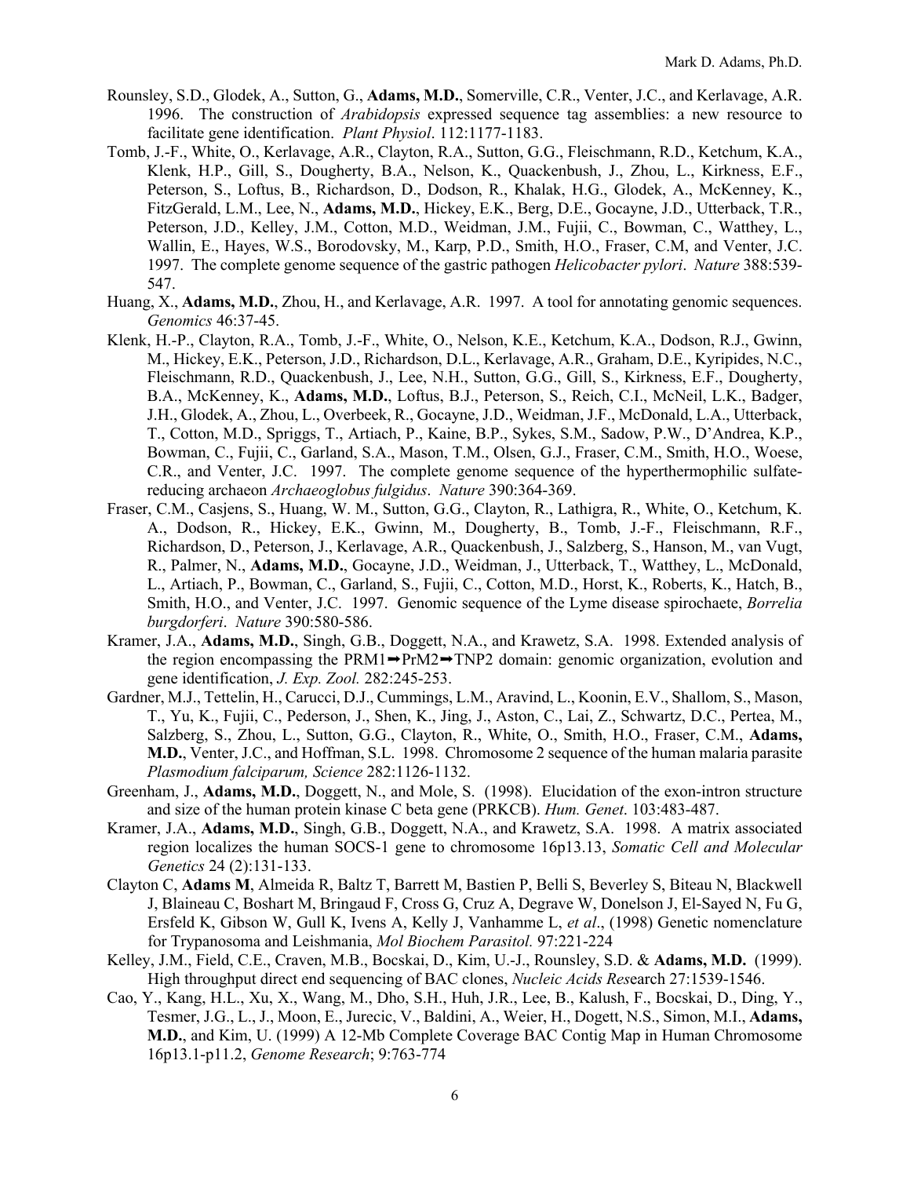Rounsley, S.D., Glodek, A., Sutton, G., **Adams, M.D.**, Somerville, C.R., Venter, J.C., and Kerlavage, A.R. 1996. The construction of *Arabidopsis* expressed sequence tag assemblies: a new resource to facilitate gene identification. *Plant Physiol*. 112:1177-1183.

Tomb, J.-F., White, O., Kerlavage, A.R., Clayton, R.A., Sutton, G.G., Fleischmann, R.D., Ketchum, K.A., Klenk, H.P., Gill, S., Dougherty, B.A., Nelson, K., Quackenbush, J., Zhou, L., Kirkness, E.F., Peterson, S., Loftus, B., Richardson, D., Dodson, R., Khalak, H.G., Glodek, A., McKenney, K., FitzGerald, L.M., Lee, N., **Adams, M.D.**, Hickey, E.K., Berg, D.E., Gocayne, J.D., Utterback, T.R., Peterson, J.D., Kelley, J.M., Cotton, M.D., Weidman, J.M., Fujii, C., Bowman, C., Watthey, L., Wallin, E., Hayes, W.S., Borodovsky, M., Karp, P.D., Smith, H.O., Fraser, C.M, and Venter, J.C. 1997. The complete genome sequence of the gastric pathogen *Helicobacter pylori*. *Nature* 388:539-547.

Huang, X., **Adams, M.D.**, Zhou, H., and Kerlavage, A.R. 1997. A tool for annotating genomic sequences. *Genomics* 46:37-45.

Klenk, H.-P., Clayton, R.A., Tomb, J.-F., White, O., Nelson, K.E., Ketchum, K.A., Dodson, R.J., Gwinn, M., Hickey, E.K., Peterson, J.D., Richardson, D.L., Kerlavage, A.R., Graham, D.E., Kyripides, N.C., Fleischmann, R.D., Quackenbush, J., Lee, N.H., Sutton, G.G., Gill, S., Kirkness, E.F., Dougherty, B.A., McKenney, K., **Adams, M.D.**, Loftus, B.J., Peterson, S., Reich, C.I., McNeil, L.K., Badger, J.H., Glodek, A., Zhou, L., Overbeek, R., Gocayne, J.D., Weidman, J.F., McDonald, L.A., Utterback, T., Cotton, M.D., Spriggs, T., Artiach, P., Kaine, B.P., Sykes, S.M., Sadow, P.W., D'Andrea, K.P., Bowman, C., Fujii, C., Garland, S.A., Mason, T.M., Olsen, G.J., Fraser, C.M., Smith, H.O., Woese, C.R., and Venter, J.C. 1997. The complete genome sequence of the hyperthermophilic sulfate-reducing archaeon *Archaeoglobus fulgidus*. *Nature* 390:364-369.

Fraser, C.M., Casjens, S., Huang, W. M., Sutton, G.G., Clayton, R., Lathigra, R., White, O., Ketchum, K. A., Dodson, R., Hickey, E.K., Gwinn, M., Dougherty, B., Tomb, J.-F., Fleischmann, R.F., Richardson, D., Peterson, J., Kerlavage, A.R., Quackenbush, J., Salzberg, S., Hanson, M., van Vugt, R., Palmer, N., **Adams, M.D.**, Gocayne, J.D., Weidman, J., Utterback, T., Watthey, L., McDonald, L., Artiach, P., Bowman, C., Garland, S., Fujii, C., Cotton, M.D., Horst, K., Roberts, K., Hatch, B., Smith, H.O., and Venter, J.C. 1997. Genomic sequence of the Lyme disease spirochaete, *Borrelia burgdorferi*. *Nature* 390:580-586.

Kramer, J.A., **Adams, M.D.**, Singh, G.B., Doggett, N.A., and Krawetz, S.A. 1998. Extended analysis of the region encompassing the PRM1➡PrM2➡TNP2 domain: genomic organization, evolution and gene identification, *J. Exp. Zool.* 282:245-253.

Gardner, M.J., Tettelin, H., Carucci, D.J., Cummings, L.M., Aravind, L., Koonin, E.V., Shallom, S., Mason, T., Yu, K., Fujii, C., Pederson, J., Shen, K., Jing, J., Aston, C., Lai, Z., Schwartz, D.C., Pertea, M., Salzberg, S., Zhou, L., Sutton, G.G., Clayton, R., White, O., Smith, H.O., Fraser, C.M., **Adams, M.D.**, Venter, J.C., and Hoffman, S.L. 1998. Chromosome 2 sequence of the human malaria parasite *Plasmodium falciparum, Science* 282:1126-1132.

Greenham, J., **Adams, M.D.**, Doggett, N., and Mole, S. (1998). Elucidation of the exon-intron structure and size of the human protein kinase C beta gene (PRKCB). *Hum. Genet*. 103:483-487.

Kramer, J.A., **Adams, M.D.**, Singh, G.B., Doggett, N.A., and Krawetz, S.A. 1998. A matrix associated region localizes the human SOCS-1 gene to chromosome 16p13.13, *Somatic Cell and Molecular Genetics* 24 (2):131-133.

Clayton C, **Adams M**, Almeida R, Baltz T, Barrett M, Bastien P, Belli S, Beverley S, Biteau N, Blackwell J, Blaineau C, Boshart M, Bringaud F, Cross G, Cruz A, Degrave W, Donelson J, El-Sayed N, Fu G, Ersfeld K, Gibson W, Gull K, Ivens A, Kelly J, Vanhamme L, *et al*., (1998) Genetic nomenclature for Trypanosoma and Leishmania, *Mol Biochem Parasitol.* 97:221-224

Kelley, J.M., Field, C.E., Craven, M.B., Bocskai, D., Kim, U.-J., Rounsley, S.D. & **Adams, M.D.** (1999). High throughput direct end sequencing of BAC clones, *Nucleic Acids Res*earch 27:1539-1546.

Cao, Y., Kang, H.L., Xu, X., Wang, M., Dho, S.H., Huh, J.R., Lee, B., Kalush, F., Bocskai, D., Ding, Y., Tesmer, J.G., L., J., Moon, E., Jurecic, V., Baldini, A., Weier, H., Dogett, N.S., Simon, M.I., **Adams, M.D.**, and Kim, U. (1999) A 12-Mb Complete Coverage BAC Contig Map in Human Chromosome 16p13.1-p11.2, *Genome Research*; 9:763-774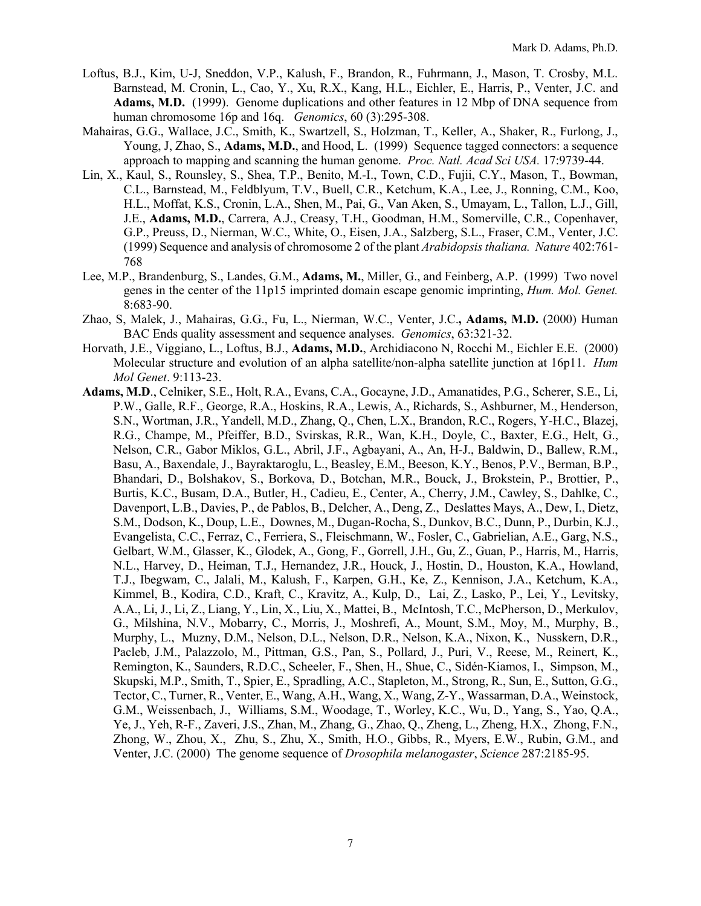Loftus, B.J., Kim, U-J, Sneddon, V.P., Kalush, F., Brandon, R., Fuhrmann, J., Mason, T. Crosby, M.L. Barnstead, M. Cronin, L., Cao, Y., Xu, R.X., Kang, H.L., Eichler, E., Harris, P., Venter, J.C. and **Adams, M.D.** (1999). Genome duplications and other features in 12 Mbp of DNA sequence from human chromosome 16p and 16q. *Genomics*, 60 (3):295-308.

Mahairas, G.G., Wallace, J.C., Smith, K., Swartzell, S., Holzman, T., Keller, A., Shaker, R., Furlong, J., Young, J, Zhao, S., **Adams, M.D.**, and Hood, L. (1999) Sequence tagged connectors: a sequence approach to mapping and scanning the human genome. *Proc. Natl. Acad Sci USA.* 17:9739-44.

Lin, X., Kaul, S., Rounsley, S., Shea, T.P., Benito, M.-I., Town, C.D., Fujii, C.Y., Mason, T., Bowman, C.L., Barnstead, M., Feldblyum, T.V., Buell, C.R., Ketchum, K.A., Lee, J., Ronning, C.M., Koo, H.L., Moffat, K.S., Cronin, L.A., Shen, M., Pai, G., Van Aken, S., Umayam, L., Tallon, L.J., Gill, J.E., **Adams, M.D.**, Carrera, A.J., Creasy, T.H., Goodman, H.M., Somerville, C.R., Copenhaver, G.P., Preuss, D., Nierman, W.C., White, O., Eisen, J.A., Salzberg, S.L., Fraser, C.M., Venter, J.C. (1999) Sequence and analysis of chromosome 2 of the plant *Arabidopsis thaliana. Nature* 402:761-768

Lee, M.P., Brandenburg, S., Landes, G.M., **Adams, M.**, Miller, G., and Feinberg, A.P. (1999) Two novel genes in the center of the 11p15 imprinted domain escape genomic imprinting, *Hum. Mol. Genet.* 8:683-90.

Zhao, S, Malek, J., Mahairas, G.G., Fu, L., Nierman, W.C., Venter, J.C.**, Adams, M.D.** (2000) Human BAC Ends quality assessment and sequence analyses. *Genomics*, 63:321-32.

Horvath, J.E., Viggiano, L., Loftus, B.J., **Adams, M.D.**, Archidiacono N, Rocchi M., Eichler E.E. (2000) Molecular structure and evolution of an alpha satellite/non-alpha satellite junction at 16p11. *Hum Mol Genet*. 9:113-23.

**Adams, M.D**., Celniker, S.E., Holt, R.A., Evans, C.A., Gocayne, J.D., Amanatides, P.G., Scherer, S.E., Li, P.W., Galle, R.F., George, R.A., Hoskins, R.A., Lewis, A., Richards, S., Ashburner, M., Henderson, S.N., Wortman, J.R., Yandell, M.D., Zhang, Q., Chen, L.X., Brandon, R.C., Rogers, Y-H.C., Blazej, R.G., Champe, M., Pfeiffer, B.D., Svirskas, R.R., Wan, K.H., Doyle, C., Baxter, E.G., Helt, G., Nelson, C.R., Gabor Miklos, G.L., Abril, J.F., Agbayani, A., An, H-J., Baldwin, D., Ballew, R.M., Basu, A., Baxendale, J., Bayraktaroglu, L., Beasley, E.M., Beeson, K.Y., Benos, P.V., Berman, B.P., Bhandari, D., Bolshakov, S., Borkova, D., Botchan, M.R., Bouck, J., Brokstein, P., Brottier, P., Burtis, K.C., Busam, D.A., Butler, H., Cadieu, E., Center, A., Cherry, J.M., Cawley, S., Dahlke, C., Davenport, L.B., Davies, P., de Pablos, B., Delcher, A., Deng, Z., Deslattes Mays, A., Dew, I., Dietz, S.M., Dodson, K., Doup, L.E., Downes, M., Dugan-Rocha, S., Dunkov, B.C., Dunn, P., Durbin, K.J., Evangelista, C.C., Ferraz, C., Ferriera, S., Fleischmann, W., Fosler, C., Gabrielian, A.E., Garg, N.S., Gelbart, W.M., Glasser, K., Glodek, A., Gong, F., Gorrell, J.H., Gu, Z., Guan, P., Harris, M., Harris, N.L., Harvey, D., Heiman, T.J., Hernandez, J.R., Houck, J., Hostin, D., Houston, K.A., Howland, T.J., Ibegwam, C., Jalali, M., Kalush, F., Karpen, G.H., Ke, Z., Kennison, J.A., Ketchum, K.A., Kimmel, B., Kodira, C.D., Kraft, C., Kravitz, A., Kulp, D., Lai, Z., Lasko, P., Lei, Y., Levitsky, A.A., Li, J., Li, Z., Liang, Y., Lin, X., Liu, X., Mattei, B., McIntosh, T.C., McPherson, D., Merkulov, G., Milshina, N.V., Mobarry, C., Morris, J., Moshrefi, A., Mount, S.M., Moy, M., Murphy, B., Murphy, L., Muzny, D.M., Nelson, D.L., Nelson, D.R., Nelson, K.A., Nixon, K., Nusskern, D.R., Pacleb, J.M., Palazzolo, M., Pittman, G.S., Pan, S., Pollard, J., Puri, V., Reese, M., Reinert, K., Remington, K., Saunders, R.D.C., Scheeler, F., Shen, H., Shue, C., Sidén-Kiamos, I., Simpson, M., Skupski, M.P., Smith, T., Spier, E., Spradling, A.C., Stapleton, M., Strong, R., Sun, E., Sutton, G.G., Tector, C., Turner, R., Venter, E., Wang, A.H., Wang, X., Wang, Z-Y., Wassarman, D.A., Weinstock, G.M., Weissenbach, J., Williams, S.M., Woodage, T., Worley, K.C., Wu, D., Yang, S., Yao, Q.A., Ye, J., Yeh, R-F., Zaveri, J.S., Zhan, M., Zhang, G., Zhao, Q., Zheng, L., Zheng, H.X., Zhong, F.N., Zhong, W., Zhou, X., Zhu, S., Zhu, X., Smith, H.O., Gibbs, R., Myers, E.W., Rubin, G.M., and Venter, J.C. (2000) The genome sequence of *Drosophila melanogaster*, *Science* 287:2185-95.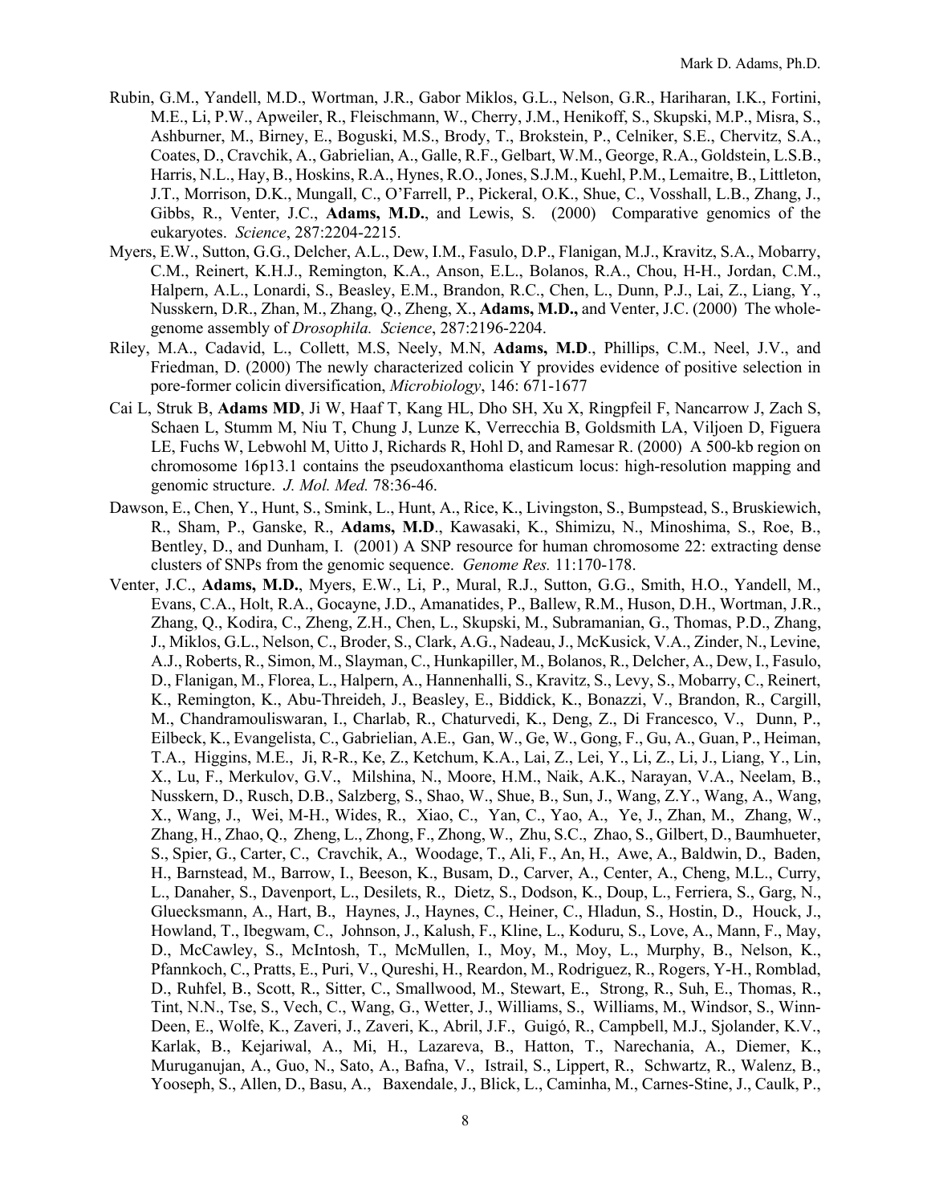Rubin, G.M., Yandell, M.D., Wortman, J.R., Gabor Miklos, G.L., Nelson, G.R., Hariharan, I.K., Fortini, M.E., Li, P.W., Apweiler, R., Fleischmann, W., Cherry, J.M., Henikoff, S., Skupski, M.P., Misra, S., Ashburner, M., Birney, E., Boguski, M.S., Brody, T., Brokstein, P., Celniker, S.E., Chervitz, S.A., Coates, D., Cravchik, A., Gabrielian, A., Galle, R.F., Gelbart, W.M., George, R.A., Goldstein, L.S.B., Harris, N.L., Hay, B., Hoskins, R.A., Hynes, R.O., Jones, S.J.M., Kuehl, P.M., Lemaitre, B., Littleton, J.T., Morrison, D.K., Mungall, C., O'Farrell, P., Pickeral, O.K., Shue, C., Vosshall, L.B., Zhang, J., Gibbs, R., Venter, J.C., **Adams, M.D.**, and Lewis, S. (2000) Comparative genomics of the eukaryotes. *Science*, 287:2204-2215.

Myers, E.W., Sutton, G.G., Delcher, A.L., Dew, I.M., Fasulo, D.P., Flanigan, M.J., Kravitz, S.A., Mobarry, C.M., Reinert, K.H.J., Remington, K.A., Anson, E.L., Bolanos, R.A., Chou, H-H., Jordan, C.M., Halpern, A.L., Lonardi, S., Beasley, E.M., Brandon, R.C., Chen, L., Dunn, P.J., Lai, Z., Liang, Y., Nusskern, D.R., Zhan, M., Zhang, Q., Zheng, X., **Adams, M.D.,** and Venter, J.C. (2000) The whole-genome assembly of *Drosophila. Science*, 287:2196-2204.

Riley, M.A., Cadavid, L., Collett, M.S, Neely, M.N, **Adams, M.D**., Phillips, C.M., Neel, J.V., and Friedman, D. (2000) The newly characterized colicin Y provides evidence of positive selection in pore-former colicin diversification, *Microbiology*, 146: 671-1677

Cai L, Struk B, **Adams MD**, Ji W, Haaf T, Kang HL, Dho SH, Xu X, Ringpfeil F, Nancarrow J, Zach S, Schaen L, Stumm M, Niu T, Chung J, Lunze K, Verrecchia B, Goldsmith LA, Viljoen D, Figuera LE, Fuchs W, Lebwohl M, Uitto J, Richards R, Hohl D, and Ramesar R. (2000) A 500-kb region on chromosome 16p13.1 contains the pseudoxanthoma elasticum locus: high-resolution mapping and genomic structure. *J. Mol. Med.* 78:36-46.

Dawson, E., Chen, Y., Hunt, S., Smink, L., Hunt, A., Rice, K., Livingston, S., Bumpstead, S., Bruskiewich, R., Sham, P., Ganske, R., **Adams, M.D**., Kawasaki, K., Shimizu, N., Minoshima, S., Roe, B., Bentley, D., and Dunham, I. (2001) A SNP resource for human chromosome 22: extracting dense clusters of SNPs from the genomic sequence. *Genome Res.* 11:170-178.

Venter, J.C., **Adams, M.D.**, Myers, E.W., Li, P., Mural, R.J., Sutton, G.G., Smith, H.O., Yandell, M., Evans, C.A., Holt, R.A., Gocayne, J.D., Amanatides, P., Ballew, R.M., Huson, D.H., Wortman, J.R., Zhang, Q., Kodira, C., Zheng, Z.H., Chen, L., Skupski, M., Subramanian, G., Thomas, P.D., Zhang, J., Miklos, G.L., Nelson, C., Broder, S., Clark, A.G., Nadeau, J., McKusick, V.A., Zinder, N., Levine, A.J., Roberts, R., Simon, M., Slayman, C., Hunkapiller, M., Bolanos, R., Delcher, A., Dew, I., Fasulo, D., Flanigan, M., Florea, L., Halpern, A., Hannenhalli, S., Kravitz, S., Levy, S., Mobarry, C., Reinert, K., Remington, K., Abu-Threideh, J., Beasley, E., Biddick, K., Bonazzi, V., Brandon, R., Cargill, M., Chandramouliswaran, I., Charlab, R., Chaturvedi, K., Deng, Z., Di Francesco, V., Dunn, P., Eilbeck, K., Evangelista, C., Gabrielian, A.E., Gan, W., Ge, W., Gong, F., Gu, A., Guan, P., Heiman, T.A., Higgins, M.E., Ji, R-R., Ke, Z., Ketchum, K.A., Lai, Z., Lei, Y., Li, Z., Li, J., Liang, Y., Lin, X., Lu, F., Merkulov, G.V., Milshina, N., Moore, H.M., Naik, A.K., Narayan, V.A., Neelam, B., Nusskern, D., Rusch, D.B., Salzberg, S., Shao, W., Shue, B., Sun, J., Wang, Z.Y., Wang, A., Wang, X., Wang, J., Wei, M-H., Wides, R., Xiao, C., Yan, C., Yao, A., Ye, J., Zhan, M., Zhang, W., Zhang, H., Zhao, Q., Zheng, L., Zhong, F., Zhong, W., Zhu, S.C., Zhao, S., Gilbert, D., Baumhueter, S., Spier, G., Carter, C., Cravchik, A., Woodage, T., Ali, F., An, H., Awe, A., Baldwin, D., Baden, H., Barnstead, M., Barrow, I., Beeson, K., Busam, D., Carver, A., Center, A., Cheng, M.L., Curry, L., Danaher, S., Davenport, L., Desilets, R., Dietz, S., Dodson, K., Doup, L., Ferriera, S., Garg, N., Gluecksmann, A., Hart, B., Haynes, J., Haynes, C., Heiner, C., Hladun, S., Hostin, D., Houck, J., Howland, T., Ibegwam, C., Johnson, J., Kalush, F., Kline, L., Koduru, S., Love, A., Mann, F., May, D., McCawley, S., McIntosh, T., McMullen, I., Moy, M., Moy, L., Murphy, B., Nelson, K., Pfannkoch, C., Pratts, E., Puri, V., Qureshi, H., Reardon, M., Rodriguez, R., Rogers, Y-H., Romblad, D., Ruhfel, B., Scott, R., Sitter, C., Smallwood, M., Stewart, E., Strong, R., Suh, E., Thomas, R., Tint, N.N., Tse, S., Vech, C., Wang, G., Wetter, J., Williams, S., Williams, M., Windsor, S., Winn-Deen, E., Wolfe, K., Zaveri, J., Zaveri, K., Abril, J.F., Guigó, R., Campbell, M.J., Sjolander, K.V., Karlak, B., Kejariwal, A., Mi, H., Lazareva, B., Hatton, T., Narechania, A., Diemer, K., Muruganujan, A., Guo, N., Sato, A., Bafna, V., Istrail, S., Lippert, R., Schwartz, R., Walenz, B., Yooseph, S., Allen, D., Basu, A., Baxendale, J., Blick, L., Caminha, M., Carnes-Stine, J., Caulk, P.,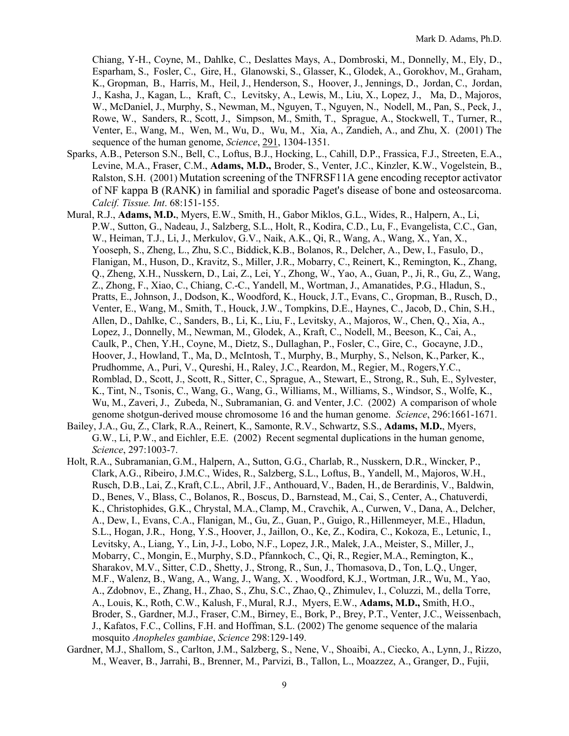Chiang, Y-H., Coyne, M., Dahlke, C., Deslattes Mays, A., Dombroski, M., Donnelly, M., Ely, D., Esparham, S., Fosler, C., Gire, H., Glanowski, S., Glasser, K., Glodek, A., Gorokhov, M., Graham, K., Gropman, B., Harris, M., Heil, J., Henderson, S., Hoover, J., Jennings, D., Jordan, C., Jordan, J., Kasha, J., Kagan, L., Kraft, C., Levitsky, A., Lewis, M., Liu, X., Lopez, J., Ma, D., Majoros, W., McDaniel, J., Murphy, S., Newman, M., Nguyen, T., Nguyen, N., Nodell, M., Pan, S., Peck, J., Rowe, W., Sanders, R., Scott, J., Simpson, M., Smith, T., Sprague, A., Stockwell, T., Turner, R., Venter, E., Wang, M., Wen, M., Wu, D., Wu, M., Xia, A., Zandieh, A., and Zhu, X. (2001) The sequence of the human genome, *Science*, 291, 1304-1351.

Sparks, A.B., Peterson S.N., Bell, C., Loftus, B.J., Hocking, L., Cahill, D.P., Frassica, F.J., Streeten, E.A., Levine, M.A., Fraser, C.M., **Adams, M.D.,** Broder, S., Venter, J.C., Kinzler, K.W., Vogelstein, B., Ralston, S.H. (2001) Mutation screening of the TNFRSF11A gene encoding receptor activator of NF kappa B (RANK) in familial and sporadic Paget's disease of bone and osteosarcoma. *Calcif. Tissue. Int*. 68:151-155.

Mural, R.J., **Adams, M.D.**, Myers, E.W., Smith, H., Gabor Miklos, G.L., Wides, R., Halpern, A., Li, P.W., Sutton, G., Nadeau, J., Salzberg, S.L., Holt, R., Kodira, C.D., Lu, F., Evangelista, C.C., Gan, W., Heiman, T.J., Li, J., Merkulov, G.V., Naik, A.K., Qi, R., Wang, A., Wang, X., Yan, X., Yooseph, S., Zheng, L., Zhu, S.C., Biddick, K.B., Bolanos, R., Delcher, A., Dew, I., Fasulo, D., Flanigan, M., Huson, D., Kravitz, S., Miller, J.R., Mobarry, C., Reinert, K., Remington, K., Zhang, Q., Zheng, X.H., Nusskern, D., Lai, Z., Lei, Y., Zhong, W., Yao, A., Guan, P., Ji, R., Gu, Z., Wang, Z., Zhong, F., Xiao, C., Chiang, C.-C., Yandell, M., Wortman, J., Amanatides, P.G., Hladun, S., Pratts, E., Johnson, J., Dodson, K., Woodford, K., Houck, J.T., Evans, C., Gropman, B., Rusch, D., Venter, E., Wang, M., Smith, T., Houck, J.W., Tompkins, D.E., Haynes, C., Jacob, D., Chin, S.H., Allen, D., Dahlke, C., Sanders, B., Li, K., Liu, F., Levitsky, A., Majoros, W., Chen, Q., Xia, A., Lopez, J., Donnelly, M., Newman, M., Glodek, A., Kraft, C., Nodell, M., Beeson, K., Cai, A., Caulk, P., Chen, Y.H., Coyne, M., Dietz, S., Dullaghan, P., Fosler, C., Gire, C., Gocayne, J.D., Hoover, J., Howland, T., Ma, D., McIntosh, T., Murphy, B., Murphy, S., Nelson, K., Parker, K., Prudhomme, A., Puri, V., Qureshi, H., Raley, J.C., Reardon, M., Regier, M., Rogers, Y.C., Romblad, D., Scott, J., Scott, R., Sitter, C., Sprague, A., Stewart, E., Strong, R., Suh, E., Sylvester, K., Tint, N., Tsonis, C., Wang, G., Wang, G., Williams, M., Williams, S., Windsor, S., Wolfe, K., Wu, M., Zaveri, J., Zubeda, N., Subramanian, G. and Venter, J.C. (2002) A comparison of whole genome shotgun-derived mouse chromosome 16 and the human genome. *Science*, 296:1661-1671.

Bailey, J.A., Gu, Z., Clark, R.A., Reinert, K., Samonte, R.V., Schwartz, S.S., **Adams, M.D.**, Myers, G.W., Li, P.W., and Eichler, E.E. (2002) Recent segmental duplications in the human genome, *Science*, 297:1003-7.

Holt, R.A., Subramanian, G.M., Halpern, A., Sutton, G.G., Charlab, R., Nusskern, D.R., Wincker, P., Clark, A.G., Ribeiro, J.M.C., Wides, R., Salzberg, S.L., Loftus, B., Yandell, M., Majoros, W.H., Rusch, D.B., Lai, Z., Kraft, C.L., Abril, J.F., Anthouard, V., Baden, H., de Berardinis, V., Baldwin, D., Benes, V., Blass, C., Bolanos, R., Boscus, D., Barnstead, M., Cai, S., Center, A., Chatuverdi, K., Christophides, G.K., Chrystal, M.A., Clamp, M., Cravchik, A., Curwen, V., Dana, A., Delcher, A., Dew, I., Evans, C.A., Flanigan, M., Gu, Z., Guan, P., Guigo, R., Hillenmeyer, M.E., Hladun, S.L., Hogan, J.R., Hong, Y.S., Hoover, J., Jaillon, O., Ke, Z., Kodira, C., Kokoza, E., Letunic, I., Levitsky, A., Liang, Y., Lin, J-J., Lobo, N.F., Lopez, J.R., Malek, J.A., Meister, S., Miller, J., Mobarry, C., Mongin, E., Murphy, S.D., Pfannkoch, C., Qi, R., Regier, M.A., Remington, K., Sharakov, M.V., Sitter, C.D., Shetty, J., Strong, R., Sun, J., Thomasova, D., Ton, L.Q., Unger, M.F., Walenz, B., Wang, A., Wang, J., Wang, X. , Woodford, K.J., Wortman, J.R., Wu, M., Yao, A., Zdobnov, E., Zhang, H., Zhao, S., Zhu, S.C., Zhao, Q., Zhimulev, I., Coluzzi, M., della Torre, A., Louis, K., Roth, C.W., Kalush, F., Mural, R.J., Myers, E.W., **Adams, M.D.,** Smith, H.O., Broder, S., Gardner, M.J., Fraser, C.M., Birney, E., Bork, P., Brey, P.T., Venter, J.C., Weissenbach, J., Kafatos, F.C., Collins, F.H. and Hoffman, S.L. (2002) The genome sequence of the malaria mosquito *Anopheles gambiae*, *Science* 298:129-149.

Gardner, M.J., Shallom, S., Carlton, J.M., Salzberg, S., Nene, V., Shoaibi, A., Ciecko, A., Lynn, J., Rizzo, M., Weaver, B., Jarrahi, B., Brenner, M., Parvizi, B., Tallon, L., Moazzez, A., Granger, D., Fujii,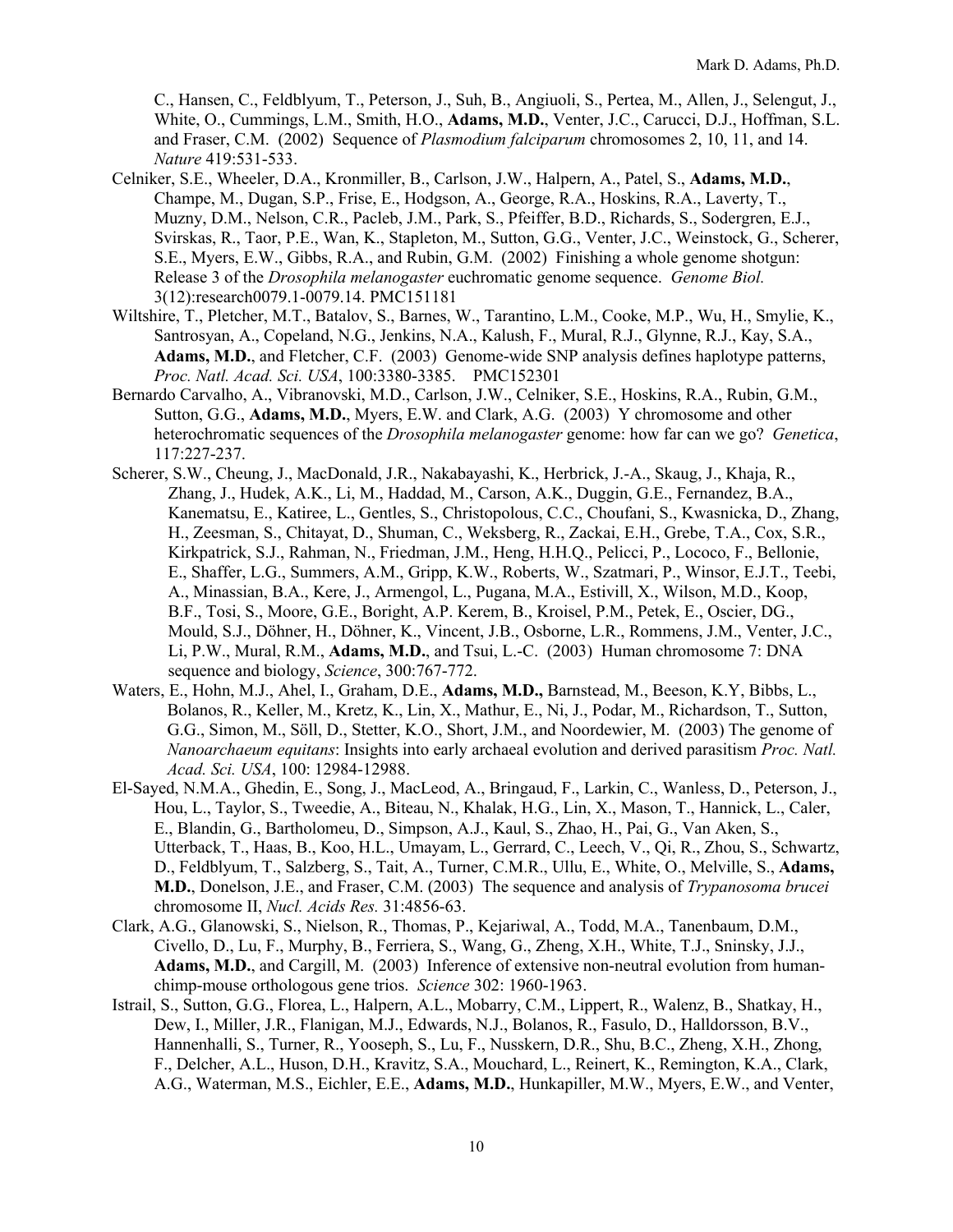C., Hansen, C., Feldblyum, T., Peterson, J., Suh, B., Angiuoli, S., Pertea, M., Allen, J., Selengut, J., White, O., Cummings, L.M., Smith, H.O., **Adams, M.D.**, Venter, J.C., Carucci, D.J., Hoffman, S.L. and Fraser, C.M. (2002) Sequence of *Plasmodium falciparum* chromosomes 2, 10, 11, and 14. *Nature* 419:531-533.

Celniker, S.E., Wheeler, D.A., Kronmiller, B., Carlson, J.W., Halpern, A., Patel, S., **Adams, M.D.**, Champe, M., Dugan, S.P., Frise, E., Hodgson, A., George, R.A., Hoskins, R.A., Laverty, T., Muzny, D.M., Nelson, C.R., Pacleb, J.M., Park, S., Pfeiffer, B.D., Richards, S., Sodergren, E.J., Svirskas, R., Taor, P.E., Wan, K., Stapleton, M., Sutton, G.G., Venter, J.C., Weinstock, G., Scherer, S.E., Myers, E.W., Gibbs, R.A., and Rubin, G.M. (2002) Finishing a whole genome shotgun: Release 3 of the *Drosophila melanogaster* euchromatic genome sequence. *Genome Biol.* 3(12):research0079.1-0079.14. PMC151181

Wiltshire, T., Pletcher, M.T., Batalov, S., Barnes, W., Tarantino, L.M., Cooke, M.P., Wu, H., Smylie, K., Santrosyan, A., Copeland, N.G., Jenkins, N.A., Kalush, F., Mural, R.J., Glynne, R.J., Kay, S.A., **Adams, M.D.**, and Fletcher, C.F. (2003) Genome-wide SNP analysis defines haplotype patterns, *Proc. Natl. Acad. Sci. USA*, 100:3380-3385. PMC152301

Bernardo Carvalho, A., Vibranovski, M.D., Carlson, J.W., Celniker, S.E., Hoskins, R.A., Rubin, G.M., Sutton, G.G., **Adams, M.D.**, Myers, E.W. and Clark, A.G. (2003) Y chromosome and other heterochromatic sequences of the *Drosophila melanogaster* genome: how far can we go? *Genetica*, 117:227-237.

Scherer, S.W., Cheung, J., MacDonald, J.R., Nakabayashi, K., Herbrick, J.-A., Skaug, J., Khaja, R., Zhang, J., Hudek, A.K., Li, M., Haddad, M., Carson, A.K., Duggin, G.E., Fernandez, B.A., Kanematsu, E., Katiree, L., Gentles, S., Christopolous, C.C., Choufani, S., Kwasnicka, D., Zhang, H., Zeesman, S., Chitayat, D., Shuman, C., Weksberg, R., Zackai, E.H., Grebe, T.A., Cox, S.R., Kirkpatrick, S.J., Rahman, N., Friedman, J.M., Heng, H.H.Q., Pelicci, P., Lococo, F., Bellonie, E., Shaffer, L.G., Summers, A.M., Gripp, K.W., Roberts, W., Szatmari, P., Winsor, E.J.T., Teebi, A., Minassian, B.A., Kere, J., Armengol, L., Pugana, M.A., Estivill, X., Wilson, M.D., Koop, B.F., Tosi, S., Moore, G.E., Boright, A.P. Kerem, B., Kroisel, P.M., Petek, E., Oscier, DG., Mould, S.J., Döhner, H., Döhner, K., Vincent, J.B., Osborne, L.R., Rommens, J.M., Venter, J.C., Li, P.W., Mural, R.M., **Adams, M.D.**, and Tsui, L.-C. (2003) Human chromosome 7: DNA sequence and biology, *Science*, 300:767-772.

Waters, E., Hohn, M.J., Ahel, I., Graham, D.E., **Adams, M.D.,** Barnstead, M., Beeson, K.Y, Bibbs, L., Bolanos, R., Keller, M., Kretz, K., Lin, X., Mathur, E., Ni, J., Podar, M., Richardson, T., Sutton, G.G., Simon, M., Söll, D., Stetter, K.O., Short, J.M., and Noordewier, M. (2003) The genome of *Nanoarchaeum equitans*: Insights into early archaeal evolution and derived parasitism *Proc. Natl. Acad. Sci. USA*, 100: 12984-12988.

El-Sayed, N.M.A., Ghedin, E., Song, J., MacLeod, A., Bringaud, F., Larkin, C., Wanless, D., Peterson, J., Hou, L., Taylor, S., Tweedie, A., Biteau, N., Khalak, H.G., Lin, X., Mason, T., Hannick, L., Caler, E., Blandin, G., Bartholomeu, D., Simpson, A.J., Kaul, S., Zhao, H., Pai, G., Van Aken, S., Utterback, T., Haas, B., Koo, H.L., Umayam, L., Gerrard, C., Leech, V., Qi, R., Zhou, S., Schwartz, D., Feldblyum, T., Salzberg, S., Tait, A., Turner, C.M.R., Ullu, E., White, O., Melville, S., **Adams, M.D.**, Donelson, J.E., and Fraser, C.M. (2003) The sequence and analysis of *Trypanosoma brucei* chromosome II, *Nucl. Acids Res.* 31:4856-63.

Clark, A.G., Glanowski, S., Nielson, R., Thomas, P., Kejariwal, A., Todd, M.A., Tanenbaum, D.M., Civello, D., Lu, F., Murphy, B., Ferriera, S., Wang, G., Zheng, X.H., White, T.J., Sninsky, J.J., **Adams, M.D.**, and Cargill, M. (2003) Inference of extensive non-neutral evolution from human-chimp-mouse orthologous gene trios. *Science* 302: 1960-1963.

Istrail, S., Sutton, G.G., Florea, L., Halpern, A.L., Mobarry, C.M., Lippert, R., Walenz, B., Shatkay, H., Dew, I., Miller, J.R., Flanigan, M.J., Edwards, N.J., Bolanos, R., Fasulo, D., Halldorsson, B.V., Hannenhalli, S., Turner, R., Yooseph, S., Lu, F., Nusskern, D.R., Shu, B.C., Zheng, X.H., Zhong, F., Delcher, A.L., Huson, D.H., Kravitz, S.A., Mouchard, L., Reinert, K., Remington, K.A., Clark, A.G., Waterman, M.S., Eichler, E.E., **Adams, M.D.**, Hunkapiller, M.W., Myers, E.W., and Venter,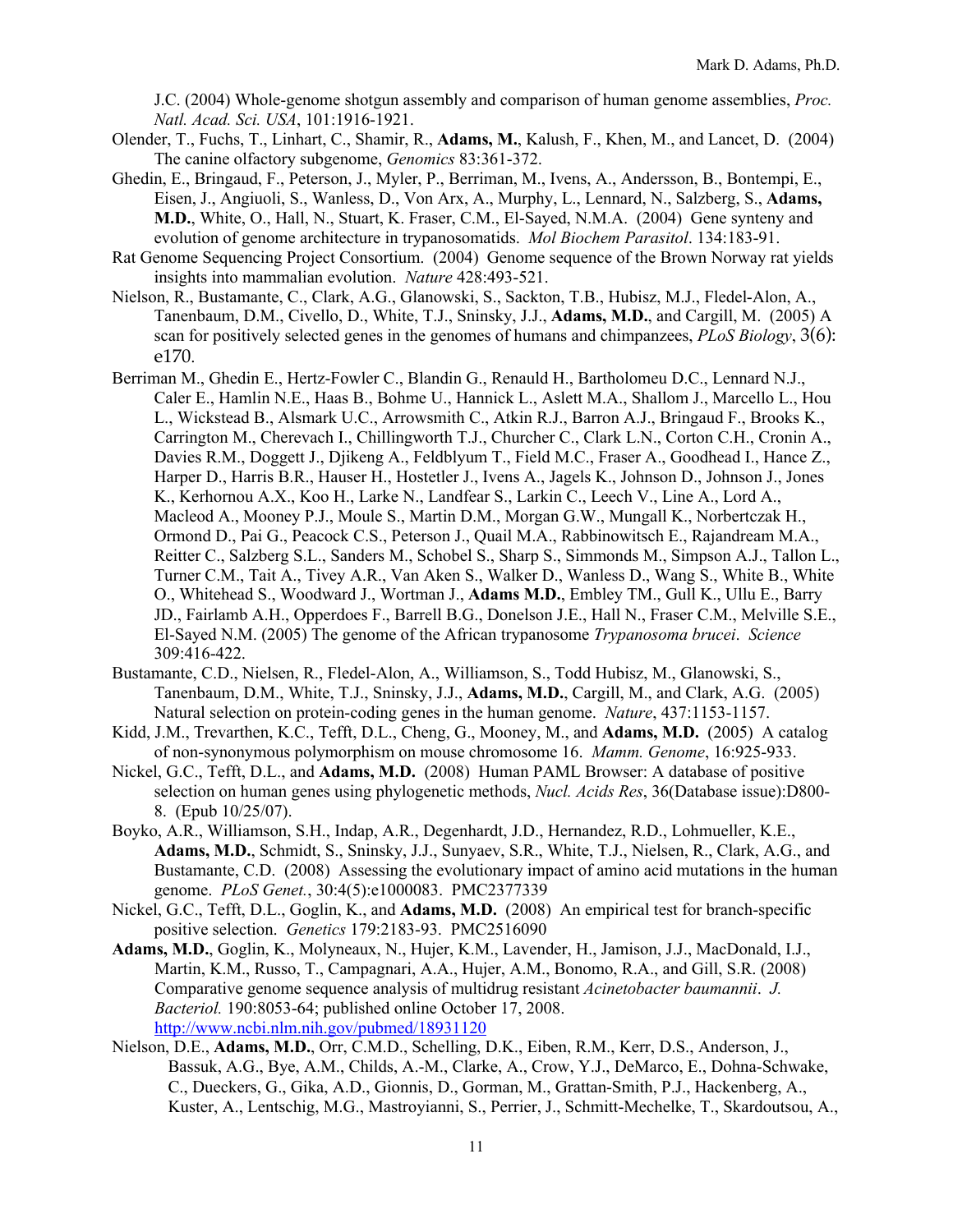J.C. (2004) Whole-genome shotgun assembly and comparison of human genome assemblies, *Proc. Natl. Acad. Sci. USA*, 101:1916-1921.

Olender, T., Fuchs, T., Linhart, C., Shamir, R., **Adams, M.**, Kalush, F., Khen, M., and Lancet, D. (2004) The canine olfactory subgenome, *Genomics* 83:361-372.

Ghedin, E., Bringaud, F., Peterson, J., Myler, P., Berriman, M., Ivens, A., Andersson, B., Bontempi, E., Eisen, J., Angiuoli, S., Wanless, D., Von Arx, A., Murphy, L., Lennard, N., Salzberg, S., **Adams, M.D.**, White, O., Hall, N., Stuart, K. Fraser, C.M., El-Sayed, N.M.A. (2004) Gene synteny and evolution of genome architecture in trypanosomatids. *Mol Biochem Parasitol*. 134:183-91.

Rat Genome Sequencing Project Consortium. (2004) Genome sequence of the Brown Norway rat yields insights into mammalian evolution. *Nature* 428:493-521.

Nielson, R., Bustamante, C., Clark, A.G., Glanowski, S., Sackton, T.B., Hubisz, M.J., Fledel-Alon, A., Tanenbaum, D.M., Civello, D., White, T.J., Sninsky, J.J., **Adams, M.D.**, and Cargill, M. (2005) A scan for positively selected genes in the genomes of humans and chimpanzees, *PLoS Biology*, 3(6): e170.

Berriman M., Ghedin E., Hertz-Fowler C., Blandin G., Renauld H., Bartholomeu D.C., Lennard N.J., Caler E., Hamlin N.E., Haas B., Bohme U., Hannick L., Aslett M.A., Shallom J., Marcello L., Hou L., Wickstead B., Alsmark U.C., Arrowsmith C., Atkin R.J., Barron A.J., Bringaud F., Brooks K., Carrington M., Cherevach I., Chillingworth T.J., Churcher C., Clark L.N., Corton C.H., Cronin A., Davies R.M., Doggett J., Djikeng A., Feldblyum T., Field M.C., Fraser A., Goodhead I., Hance Z., Harper D., Harris B.R., Hauser H., Hostetler J., Ivens A., Jagels K., Johnson D., Johnson J., Jones K., Kerhornou A.X., Koo H., Larke N., Landfear S., Larkin C., Leech V., Line A., Lord A., Macleod A., Mooney P.J., Moule S., Martin D.M., Morgan G.W., Mungall K., Norbertczak H., Ormond D., Pai G., Peacock C.S., Peterson J., Quail M.A., Rabbinowitsch E., Rajandream M.A., Reitter C., Salzberg S.L., Sanders M., Schobel S., Sharp S., Simmonds M., Simpson A.J., Tallon L., Turner C.M., Tait A., Tivey A.R., Van Aken S., Walker D., Wanless D., Wang S., White B., White O., Whitehead S., Woodward J., Wortman J., **Adams M.D.**, Embley TM., Gull K., Ullu E., Barry JD., Fairlamb A.H., Opperdoes F., Barrell B.G., Donelson J.E., Hall N., Fraser C.M., Melville S.E., El-Sayed N.M. (2005) The genome of the African trypanosome *Trypanosoma brucei*. *Science* 309:416-422.

Bustamante, C.D., Nielsen, R., Fledel-Alon, A., Williamson, S., Todd Hubisz, M., Glanowski, S., Tanenbaum, D.M., White, T.J., Sninsky, J.J., **Adams, M.D.**, Cargill, M., and Clark, A.G. (2005) Natural selection on protein-coding genes in the human genome. *Nature*, 437:1153-1157.

Kidd, J.M., Trevarthen, K.C., Tefft, D.L., Cheng, G., Mooney, M., and **Adams, M.D.** (2005) A catalog of non-synonymous polymorphism on mouse chromosome 16. *Mamm. Genome*, 16:925-933.

Nickel, G.C., Tefft, D.L., and **Adams, M.D.** (2008) Human PAML Browser: A database of positive selection on human genes using phylogenetic methods, *Nucl. Acids Res*, 36(Database issue):D800-8. (Epub 10/25/07).

Boyko, A.R., Williamson, S.H., Indap, A.R., Degenhardt, J.D., Hernandez, R.D., Lohmueller, K.E., **Adams, M.D.**, Schmidt, S., Sninsky, J.J., Sunyaev, S.R., White, T.J., Nielsen, R., Clark, A.G., and Bustamante, C.D. (2008) Assessing the evolutionary impact of amino acid mutations in the human genome. *PLoS Genet.*, 30:4(5):e1000083. PMC2377339

Nickel, G.C., Tefft, D.L., Goglin, K., and **Adams, M.D.** (2008) An empirical test for branch-specific positive selection. *Genetics* 179:2183-93. PMC2516090

**Adams, M.D.**, Goglin, K., Molyneaux, N., Hujer, K.M., Lavender, H., Jamison, J.J., MacDonald, I.J., Martin, K.M., Russo, T., Campagnari, A.A., Hujer, A.M., Bonomo, R.A., and Gill, S.R. (2008) Comparative genome sequence analysis of multidrug resistant *Acinetobacter baumannii*. *J. Bacteriol.* 190:8053-64; published online October 17, 2008. http://www.ncbi.nlm.nih.gov/pubmed/18931120

Nielson, D.E., **Adams, M.D.**, Orr, C.M.D., Schelling, D.K., Eiben, R.M., Kerr, D.S., Anderson, J., Bassuk, A.G., Bye, A.M., Childs, A.-M., Clarke, A., Crow, Y.J., DeMarco, E., Dohna-Schwake, C., Dueckers, G., Gika, A.D., Gionnis, D., Gorman, M., Grattan-Smith, P.J., Hackenberg, A., Kuster, A., Lentschig, M.G., Mastroyianni, S., Perrier, J., Schmitt-Mechelke, T., Skardoutsou, A.,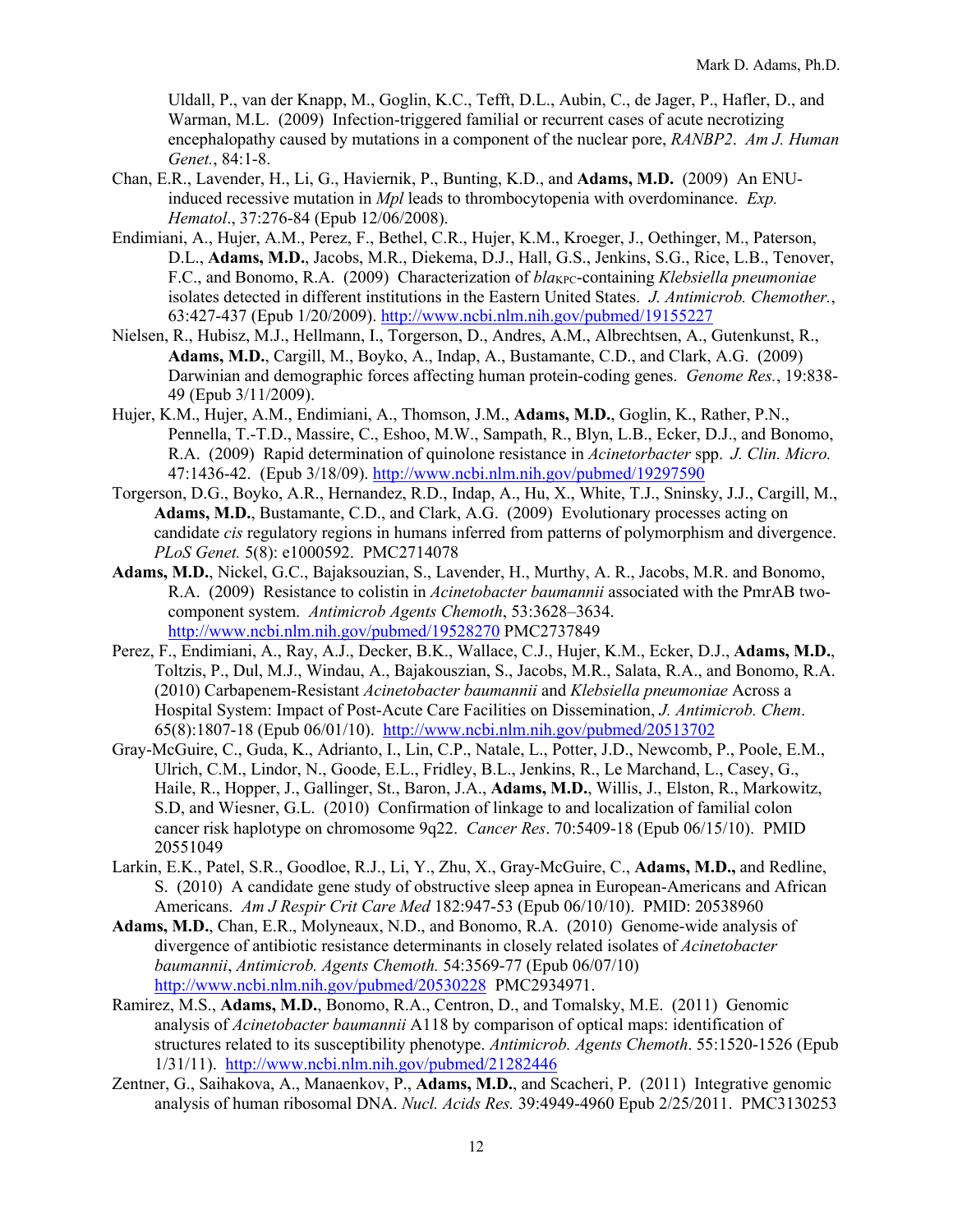Uldall, P., van der Knapp, M., Goglin, K.C., Tefft, D.L., Aubin, C., de Jager, P., Hafler, D., and Warman, M.L. (2009) Infection-triggered familial or recurrent cases of acute necrotizing encephalopathy caused by mutations in a component of the nuclear pore, *RANBP2*. *Am J. Human Genet.*, 84:1-8.

Chan, E.R., Lavender, H., Li, G., Haviernik, P., Bunting, K.D., and **Adams, M.D.** (2009) An ENU-induced recessive mutation in *Mpl* leads to thrombocytopenia with overdominance. *Exp. Hematol*., 37:276-84 (Epub 12/06/2008).

Endimiani, A., Hujer, A.M., Perez, F., Bethel, C.R., Hujer, K.M., Kroeger, J., Oethinger, M., Paterson, D.L., **Adams, M.D.**, Jacobs, M.R., Diekema, D.J., Hall, G.S., Jenkins, S.G., Rice, L.B., Tenover, F.C., and Bonomo, R.A. (2009) Characterization of *bla*$_{KPC}$-containing *Klebsiella pneumoniae* isolates detected in different institutions in the Eastern United States. *J. Antimicrob. Chemother.*, 63:427-437 (Epub 1/20/2009). http://www.ncbi.nlm.nih.gov/pubmed/19155227

Nielsen, R., Hubisz, M.J., Hellmann, I., Torgerson, D., Andres, A.M., Albrechtsen, A., Gutenkunst, R., **Adams, M.D.**, Cargill, M., Boyko, A., Indap, A., Bustamante, C.D., and Clark, A.G. (2009) Darwinian and demographic forces affecting human protein-coding genes. *Genome Res.*, 19:838-49 (Epub 3/11/2009).

Hujer, K.M., Hujer, A.M., Endimiani, A., Thomson, J.M., **Adams, M.D.**, Goglin, K., Rather, P.N., Pennella, T.-T.D., Massire, C., Eshoo, M.W., Sampath, R., Blyn, L.B., Ecker, D.J., and Bonomo, R.A. (2009) Rapid determination of quinolone resistance in *Acinetorbacter* spp. *J. Clin. Micro.* 47:1436-42. (Epub 3/18/09). http://www.ncbi.nlm.nih.gov/pubmed/19297590

Torgerson, D.G., Boyko, A.R., Hernandez, R.D., Indap, A., Hu, X., White, T.J., Sninsky, J.J., Cargill, M., **Adams, M.D.**, Bustamante, C.D., and Clark, A.G. (2009) Evolutionary processes acting on candidate *cis* regulatory regions in humans inferred from patterns of polymorphism and divergence. *PLoS Genet.* 5(8): e1000592. PMC2714078

**Adams, M.D.**, Nickel, G.C., Bajaksouzian, S., Lavender, H., Murthy, A. R., Jacobs, M.R. and Bonomo, R.A. (2009) Resistance to colistin in *Acinetobacter baumannii* associated with the PmrAB two-component system. *Antimicrob Agents Chemoth*, 53:3628–3634. http://www.ncbi.nlm.nih.gov/pubmed/19528270 PMC2737849

Perez, F., Endimiani, A., Ray, A.J., Decker, B.K., Wallace, C.J., Hujer, K.M., Ecker, D.J., **Adams, M.D.**, Toltzis, P., Dul, M.J., Windau, A., Bajakouszian, S., Jacobs, M.R., Salata, R.A., and Bonomo, R.A. (2010) Carbapenem-Resistant *Acinetobacter baumannii* and *Klebsiella pneumoniae* Across a Hospital System: Impact of Post-Acute Care Facilities on Dissemination, *J. Antimicrob. Chem*. 65(8):1807-18 (Epub 06/01/10). http://www.ncbi.nlm.nih.gov/pubmed/20513702

Gray-McGuire, C., Guda, K., Adrianto, I., Lin, C.P., Natale, L., Potter, J.D., Newcomb, P., Poole, E.M., Ulrich, C.M., Lindor, N., Goode, E.L., Fridley, B.L., Jenkins, R., Le Marchand, L., Casey, G., Haile, R., Hopper, J., Gallinger, St., Baron, J.A., **Adams, M.D.**, Willis, J., Elston, R., Markowitz, S.D, and Wiesner, G.L. (2010) Confirmation of linkage to and localization of familial colon cancer risk haplotype on chromosome 9q22. *Cancer Res*. 70:5409-18 (Epub 06/15/10). PMID 20551049

Larkin, E.K., Patel, S.R., Goodloe, R.J., Li, Y., Zhu, X., Gray-McGuire, C., **Adams, M.D.,** and Redline, S. (2010) A candidate gene study of obstructive sleep apnea in European-Americans and African Americans. *Am J Respir Crit Care Med* 182:947-53 (Epub 06/10/10). PMID: 20538960

**Adams, M.D.**, Chan, E.R., Molyneaux, N.D., and Bonomo, R.A. (2010) Genome-wide analysis of divergence of antibiotic resistance determinants in closely related isolates of *Acinetobacter baumannii*, *Antimicrob. Agents Chemoth.* 54:3569-77 (Epub 06/07/10) http://www.ncbi.nlm.nih.gov/pubmed/20530228 PMC2934971.

Ramirez, M.S., **Adams, M.D.**, Bonomo, R.A., Centron, D., and Tomalsky, M.E. (2011) Genomic analysis of *Acinetobacter baumannii* A118 by comparison of optical maps: identification of structures related to its susceptibility phenotype. *Antimicrob. Agents Chemoth*. 55:1520-1526 (Epub 1/31/11). http://www.ncbi.nlm.nih.gov/pubmed/21282446

Zentner, G., Saihakova, A., Manaenkov, P., **Adams, M.D.**, and Scacheri, P. (2011) Integrative genomic analysis of human ribosomal DNA. *Nucl. Acids Res.* 39:4949-4960 Epub 2/25/2011. PMC3130253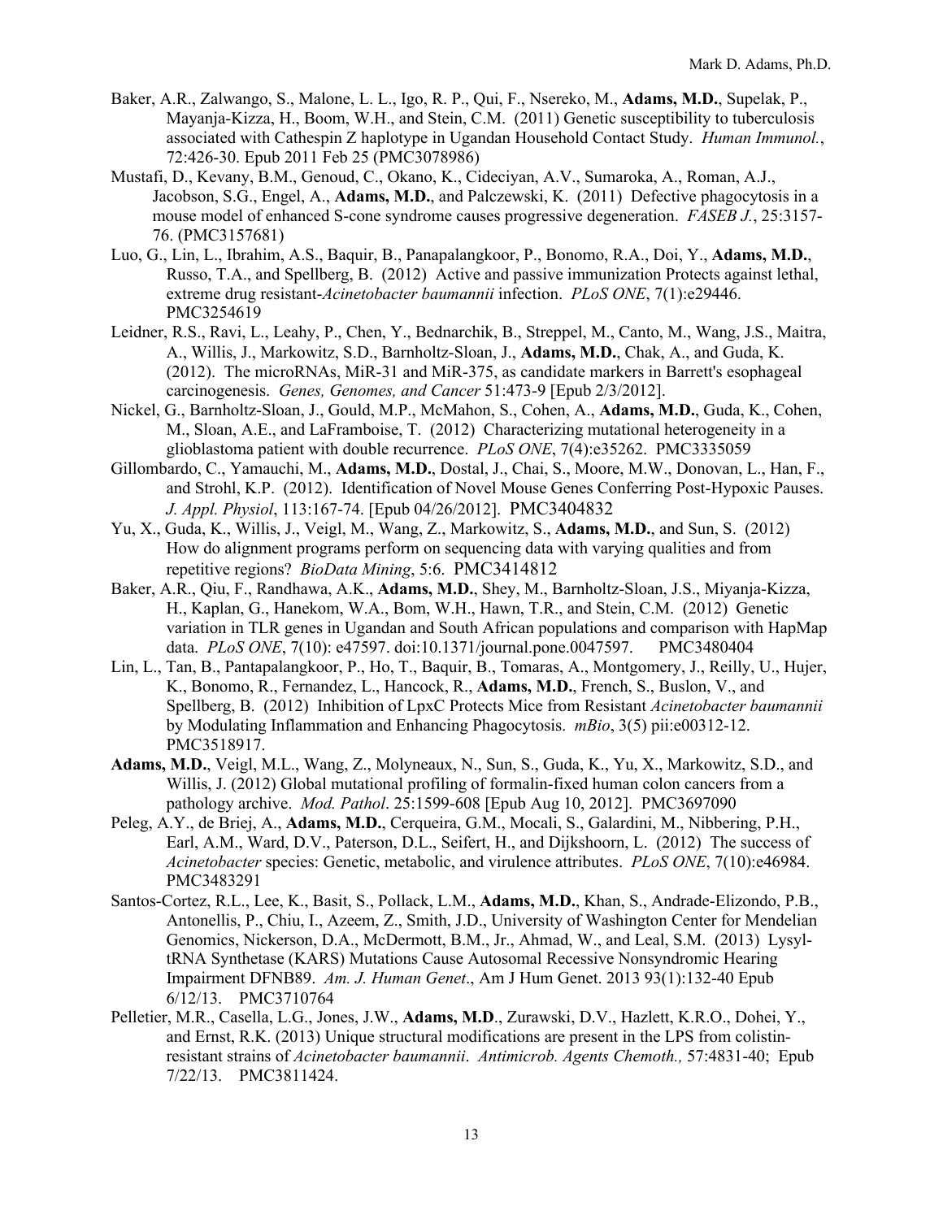Baker, A.R., Zalwango, S., Malone, L. L., Igo, R. P., Qui, F., Nsereko, M., **Adams, M.D.**, Supelak, P., Mayanja-Kizza, H., Boom, W.H., and Stein, C.M. (2011) Genetic susceptibility to tuberculosis associated with Cathespin Z haplotype in Ugandan Household Contact Study. *Human Immunol.*, 72:426-30. Epub 2011 Feb 25 (PMC3078986)

Mustafi, D., Kevany, B.M., Genoud, C., Okano, K., Cideciyan, A.V., Sumaroka, A., Roman, A.J., Jacobson, S.G., Engel, A., **Adams, M.D.**, and Palczewski, K. (2011) Defective phagocytosis in a mouse model of enhanced S-cone syndrome causes progressive degeneration. *FASEB J.*, 25:3157-76. (PMC3157681)

Luo, G., Lin, L., Ibrahim, A.S., Baquir, B., Panapalangkoor, P., Bonomo, R.A., Doi, Y., **Adams, M.D.**, Russo, T.A., and Spellberg, B. (2012) Active and passive immunization Protects against lethal, extreme drug resistant-*Acinetobacter baumannii* infection. *PLoS ONE*, 7(1):e29446. PMC3254619

Leidner, R.S., Ravi, L., Leahy, P., Chen, Y., Bednarchik, B., Streppel, M., Canto, M., Wang, J.S., Maitra, A., Willis, J., Markowitz, S.D., Barnholtz-Sloan, J., **Adams, M.D.**, Chak, A., and Guda, K. (2012). The microRNAs, MiR-31 and MiR-375, as candidate markers in Barrett's esophageal carcinogenesis. *Genes, Genomes, and Cancer* 51:473-9 [Epub 2/3/2012].

Nickel, G., Barnholtz-Sloan, J., Gould, M.P., McMahon, S., Cohen, A., **Adams, M.D.**, Guda, K., Cohen, M., Sloan, A.E., and LaFramboise, T. (2012) Characterizing mutational heterogeneity in a glioblastoma patient with double recurrence. *PLoS ONE*, 7(4):e35262. PMC3335059

Gillombardo, C., Yamauchi, M., **Adams, M.D.**, Dostal, J., Chai, S., Moore, M.W., Donovan, L., Han, F., and Strohl, K.P. (2012). Identification of Novel Mouse Genes Conferring Post-Hypoxic Pauses. *J. Appl. Physiol*, 113:167-74. [Epub 04/26/2012]. PMC3404832

Yu, X., Guda, K., Willis, J., Veigl, M., Wang, Z., Markowitz, S., **Adams, M.D.**, and Sun, S. (2012) How do alignment programs perform on sequencing data with varying qualities and from repetitive regions? *BioData Mining*, 5:6. PMC3414812

Baker, A.R., Qiu, F., Randhawa, A.K., **Adams, M.D.**, Shey, M., Barnholtz-Sloan, J.S., Miyanja-Kizza, H., Kaplan, G., Hanekom, W.A., Bom, W.H., Hawn, T.R., and Stein, C.M. (2012) Genetic variation in TLR genes in Ugandan and South African populations and comparison with HapMap data. *PLoS ONE*, 7(10): e47597. doi:10.1371/journal.pone.0047597. PMC3480404

Lin, L., Tan, B., Pantapalangkoor, P., Ho, T., Baquir, B., Tomaras, A., Montgomery, J., Reilly, U., Hujer, K., Bonomo, R., Fernandez, L., Hancock, R., **Adams, M.D.**, French, S., Buslon, V., and Spellberg, B. (2012) Inhibition of LpxC Protects Mice from Resistant *Acinetobacter baumannii* by Modulating Inflammation and Enhancing Phagocytosis. *mBio*, 3(5) pii:e00312-12. PMC3518917.

**Adams, M.D.**, Veigl, M.L., Wang, Z., Molyneaux, N., Sun, S., Guda, K., Yu, X., Markowitz, S.D., and Willis, J. (2012) Global mutational profiling of formalin-fixed human colon cancers from a pathology archive. *Mod. Pathol*. 25:1599-608 [Epub Aug 10, 2012]. PMC3697090

Peleg, A.Y., de Briej, A., **Adams, M.D.**, Cerqueira, G.M., Mocali, S., Galardini, M., Nibbering, P.H., Earl, A.M., Ward, D.V., Paterson, D.L., Seifert, H., and Dijkshoorn, L. (2012) The success of *Acinetobacter* species: Genetic, metabolic, and virulence attributes. *PLoS ONE*, 7(10):e46984. PMC3483291

Santos-Cortez, R.L., Lee, K., Basit, S., Pollack, L.M., **Adams, M.D.**, Khan, S., Andrade-Elizondo, P.B., Antonellis, P., Chiu, I., Azeem, Z., Smith, J.D., University of Washington Center for Mendelian Genomics, Nickerson, D.A., McDermott, B.M., Jr., Ahmad, W., and Leal, S.M. (2013) Lysyl-tRNA Synthetase (KARS) Mutations Cause Autosomal Recessive Nonsyndromic Hearing Impairment DFNB89. *Am. J. Human Genet*., Am J Hum Genet. 2013 93(1):132-40 Epub 6/12/13. PMC3710764

Pelletier, M.R., Casella, L.G., Jones, J.W., **Adams, M.D**., Zurawski, D.V., Hazlett, K.R.O., Dohei, Y., and Ernst, R.K. (2013) Unique structural modifications are present in the LPS from colistin-resistant strains of *Acinetobacter baumannii*. *Antimicrob. Agents Chemoth.,* 57:4831-40; Epub 7/22/13. PMC3811424.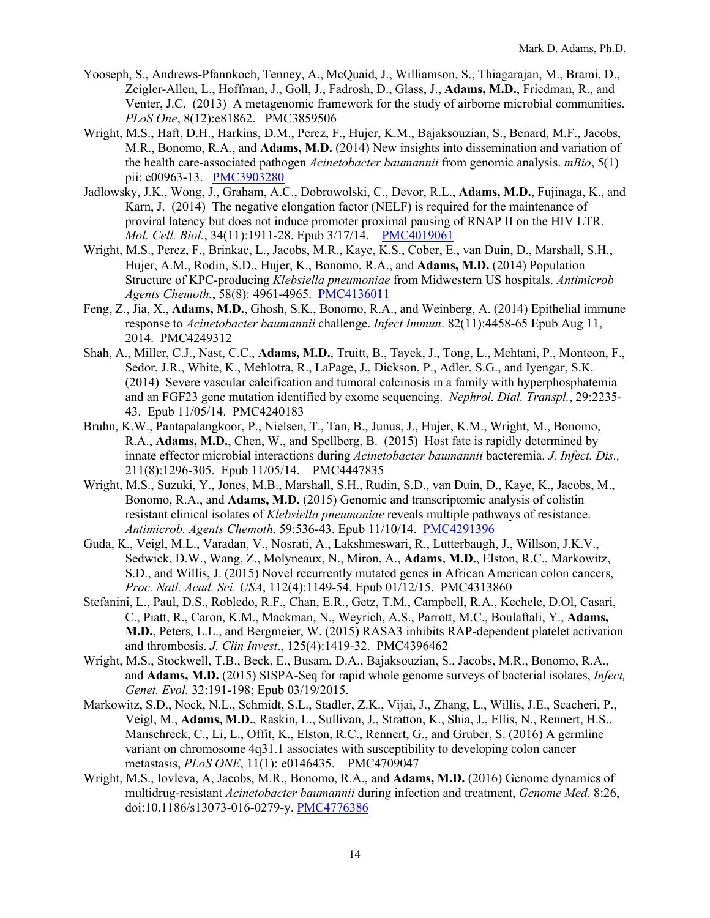Yooseph, S., Andrews-Pfannkoch, Tenney, A., McQuaid, J., Williamson, S., Thiagarajan, M., Brami, D., Zeigler-Allen, L., Hoffman, J., Goll, J., Fadrosh, D., Glass, J., **Adams, M.D.**, Friedman, R., and Venter, J.C. (2013) A metagenomic framework for the study of airborne microbial communities. *PLoS One*, 8(12):e81862. PMC3859506

Wright, M.S., Haft, D.H., Harkins, D.M., Perez, F., Hujer, K.M., Bajaksouzian, S., Benard, M.F., Jacobs, M.R., Bonomo, R.A., and **Adams, M.D.** (2014) New insights into dissemination and variation of the health care-associated pathogen *Acinetobacter baumannii* from genomic analysis. *mBio*, 5(1) pii: e00963-13. PMC3903280

Jadlowsky, J.K., Wong, J., Graham, A.C., Dobrowolski, C., Devor, R.L., **Adams, M.D.**, Fujinaga, K., and Karn, J. (2014) The negative elongation factor (NELF) is required for the maintenance of proviral latency but does not induce promoter proximal pausing of RNAP II on the HIV LTR. *Mol. Cell. Biol.*, 34(11):1911-28. Epub 3/17/14. PMC4019061

Wright, M.S., Perez, F., Brinkac, L., Jacobs, M.R., Kaye, K.S., Cober, E., van Duin, D., Marshall, S.H., Hujer, A.M., Rodin, S.D., Hujer, K., Bonomo, R.A., and **Adams, M.D.** (2014) Population Structure of KPC-producing *Klebsiella pneumoniae* from Midwestern US hospitals. *Antimicrob Agents Chemoth.*, 58(8): 4961-4965. PMC4136011

Feng, Z., Jia, X., **Adams, M.D.**, Ghosh, S.K., Bonomo, R.A., and Weinberg, A. (2014) Epithelial immune response to *Acinetobacter baumannii* challenge. *Infect Immun*. 82(11):4458-65 Epub Aug 11, 2014. PMC4249312

Shah, A., Miller, C.J., Nast, C.C., **Adams, M.D.**, Truitt, B., Tayek, J., Tong, L., Mehtani, P., Monteon, F., Sedor, J.R., White, K., Mehlotra, R., LaPage, J., Dickson, P., Adler, S.G., and Iyengar, S.K. (2014) Severe vascular calcification and tumoral calcinosis in a family with hyperphosphatemia and an FGF23 gene mutation identified by exome sequencing. *Nephrol. Dial. Transpl.*, 29:2235-43. Epub 11/05/14. PMC4240183

Bruhn, K.W., Pantapalangkoor, P., Nielsen, T., Tan, B., Junus, J., Hujer, K.M., Wright, M., Bonomo, R.A., **Adams, M.D.**, Chen, W., and Spellberg, B. (2015) Host fate is rapidly determined by innate effector microbial interactions during *Acinetobacter baumannii* bacteremia. *J. Infect. Dis.,* 211(8):1296-305. Epub 11/05/14. PMC4447835

Wright, M.S., Suzuki, Y., Jones, M.B., Marshall, S.H., Rudin, S.D., van Duin, D., Kaye, K., Jacobs, M., Bonomo, R.A., and **Adams, M.D.** (2015) Genomic and transcriptomic analysis of colistin resistant clinical isolates of *Klebsiella pneumoniae* reveals multiple pathways of resistance. *Antimicrob. Agents Chemoth*. 59:536-43. Epub 11/10/14. PMC4291396

Guda, K., Veigl, M.L., Varadan, V., Nosrati, A., Lakshmeswari, R., Lutterbaugh, J., Willson, J.K.V., Sedwick, D.W., Wang, Z., Molyneaux, N., Miron, A., **Adams, M.D.**, Elston, R.C., Markowitz, S.D., and Willis, J. (2015) Novel recurrently mutated genes in African American colon cancers, *Proc. Natl. Acad. Sci. USA*, 112(4):1149-54. Epub 01/12/15. PMC4313860

Stefanini, L., Paul, D.S., Robledo, R.F., Chan, E.R., Getz, T.M., Campbell, R.A., Kechele, D.Ol, Casari, C., Piatt, R., Caron, K.M., Mackman, N., Weyrich, A.S., Parrott, M.C., Boulaftali, Y., **Adams, M.D.**, Peters, L.L., and Bergmeier, W. (2015) RASA3 inhibits RAP-dependent platelet activation and thrombosis. *J. Clin Invest*., 125(4):1419-32. PMC4396462

Wright, M.S., Stockwell, T.B., Beck, E., Busam, D.A., Bajaksouzian, S., Jacobs, M.R., Bonomo, R.A., and **Adams, M.D.** (2015) SISPA-Seq for rapid whole genome surveys of bacterial isolates, *Infect, Genet. Evol.* 32:191-198; Epub 03/19/2015.

Markowitz, S.D., Nock, N.L., Schmidt, S.L., Stadler, Z.K., Vijai, J., Zhang, L., Willis, J.E., Scacheri, P., Veigl, M., **Adams, M.D.**, Raskin, L., Sullivan, J., Stratton, K., Shia, J., Ellis, N., Rennert, H.S., Manschreck, C., Li, L., Offit, K., Elston, R.C., Rennert, G., and Gruber, S. (2016) A germline variant on chromosome 4q31.1 associates with susceptibility to developing colon cancer metastasis, *PLoS ONE*, 11(1): e0146435. PMC4709047

Wright, M.S., Iovleva, A, Jacobs, M.R., Bonomo, R.A., and **Adams, M.D.** (2016) Genome dynamics of multidrug-resistant *Acinetobacter baumannii* during infection and treatment, *Genome Med.* 8:26, doi:10.1186/s13073-016-0279-y. PMC4776386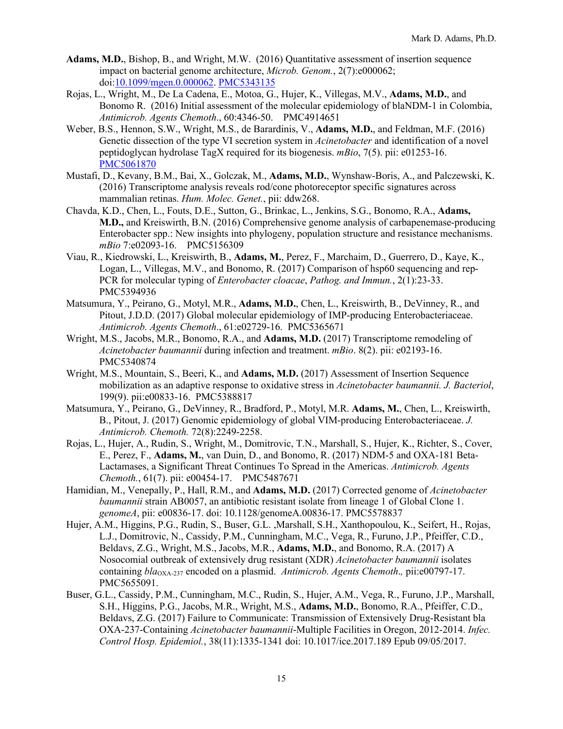**Adams, M.D.**, Bishop, B., and Wright, M.W. (2016) Quantitative assessment of insertion sequence impact on bacterial genome architecture, *Microb. Genom.*, 2(7):e000062; doi:[10.1099/mgen.0.000062](10.1099/mgen.0.000062). [PMC5343135]()

Rojas, L., Wright, M., De La Cadena, E., Motoa, G., Hujer, K., Villegas, M.V., **Adams, M.D.**, and Bonomo R. (2016) Initial assessment of the molecular epidemiology of blaNDM-1 in Colombia, *Antimicrob. Agents Chemoth*., 60:4346-50. PMC4914651

Weber, B.S., Hennon, S.W., Wright, M.S., de Barardinis, V., **Adams, M.D.**, and Feldman, M.F. (2016) Genetic dissection of the type VI secretion system in *Acinetobacter* and identification of a novel peptidoglycan hydrolase TagX required for its biogenesis. *mBio*, 7(5). pii: e01253-16. [PMC5061870]()

Mustafi, D., Kevany, B.M., Bai, X., Golczak, M., **Adams, M.D.**, Wynshaw-Boris, A., and Palczewski, K. (2016) Transcriptome analysis reveals rod/cone photoreceptor specific signatures across mammalian retinas. *Hum. Molec. Genet.*, pii: ddw268.

Chavda, K.D., Chen, L., Fouts, D.E., Sutton, G., Brinkac, L., Jenkins, S.G., Bonomo, R.A., **Adams, M.D.,** and Kreiswirth, B.N. (2016) Comprehensive genome analysis of carbapenemase-producing Enterobacter spp.: New insights into phylogeny, population structure and resistance mechanisms. *mBio* 7:e02093-16. PMC5156309

Viau, R., Kiedrowski, L., Kreiswirth, B., **Adams, M.**, Perez, F., Marchaim, D., Guerrero, D., Kaye, K., Logan, L., Villegas, M.V., and Bonomo, R. (2017) Comparison of hsp60 sequencing and rep-PCR for molecular typing of *Enterobacter cloacae*, *Pathog. and Immun.*, 2(1):23-33. PMC5394936

Matsumura, Y., Peirano, G., Motyl, M.R., **Adams, M.D.**, Chen, L., Kreiswirth, B., DeVinney, R., and Pitout, J.D.D. (2017) Global molecular epidemiology of IMP-producing Enterobacteriaceae. *Antimicrob. Agents Chemoth*., 61:e02729-16. PMC5365671

Wright, M.S., Jacobs, M.R., Bonomo, R.A., and **Adams, M.D.** (2017) Transcriptome remodeling of *Acinetobacter baumannii* during infection and treatment. *mBio*. 8(2). pii: e02193-16. PMC5340874

Wright, M.S., Mountain, S., Beeri, K., and **Adams, M.D.** (2017) Assessment of Insertion Sequence mobilization as an adaptive response to oxidative stress in *Acinetobacter baumannii. J. Bacteriol*, 199(9). pii:e00833-16. PMC5388817

Matsumura, Y., Peirano, G., DeVinney, R., Bradford, P., Motyl, M.R. **Adams, M.**, Chen, L., Kreiswirth, B., Pitout, J. (2017) Genomic epidemiology of global VIM-producing Enterobacteriaceae. *J. Antimicrob. Chemoth.* 72(8):2249-2258.

Rojas, L., Hujer, A., Rudin, S., Wright, M., Domitrovic, T.N., Marshall, S., Hujer, K., Richter, S., Cover, E., Perez, F., **Adams, M.**, van Duin, D., and Bonomo, R. (2017) NDM-5 and OXA-181 Beta-Lactamases, a Significant Threat Continues To Spread in the Americas. *Antimicrob. Agents Chemoth.*, 61(7). pii: e00454-17. PMC5487671

Hamidian, M., Venepally, P., Hall, R.M., and **Adams, M.D.** (2017) Corrected genome of *Acinetobacter baumannii* strain AB0057, an antibiotic resistant isolate from lineage 1 of Global Clone 1. *genomeA*, pii: e00836-17. doi: 10.1128/genomeA.00836-17. PMC5578837

Hujer, A.M., Higgins, P.G., Rudin, S., Buser, G.L. ,Marshall, S.H., Xanthopoulou, K., Seifert, H., Rojas, L.J., Domitrovic, N., Cassidy, P.M., Cunningham, M.C., Vega, R., Furuno, J.P., Pfeiffer, C.D., Beldavs, Z.G., Wright, M.S., Jacobs, M.R., **Adams, M.D.**, and Bonomo, R.A. (2017) A Nosocomial outbreak of extensively drug resistant (XDR) *Acinetobacter baumannii* isolates containing *bla*$_{OXA-237}$ encoded on a plasmid. *Antimicrob. Agents Chemoth*., pii:e00797-17. PMC5655091.

Buser, G.L., Cassidy, P.M., Cunningham, M.C., Rudin, S., Hujer, A.M., Vega, R., Furuno, J.P., Marshall, S.H., Higgins, P.G., Jacobs, M.R., Wright, M.S., **Adams, M.D.**, Bonomo, R.A., Pfeiffer, C.D., Beldavs, Z.G. (2017) Failure to Communicate: Transmission of Extensively Drug-Resistant bla OXA-237-Containing *Acinetobacter baumannii*-Multiple Facilities in Oregon, 2012-2014. *Infec. Control Hosp. Epidemiol.*, 38(11):1335-1341 doi: 10.1017/ice.2017.189 Epub 09/05/2017.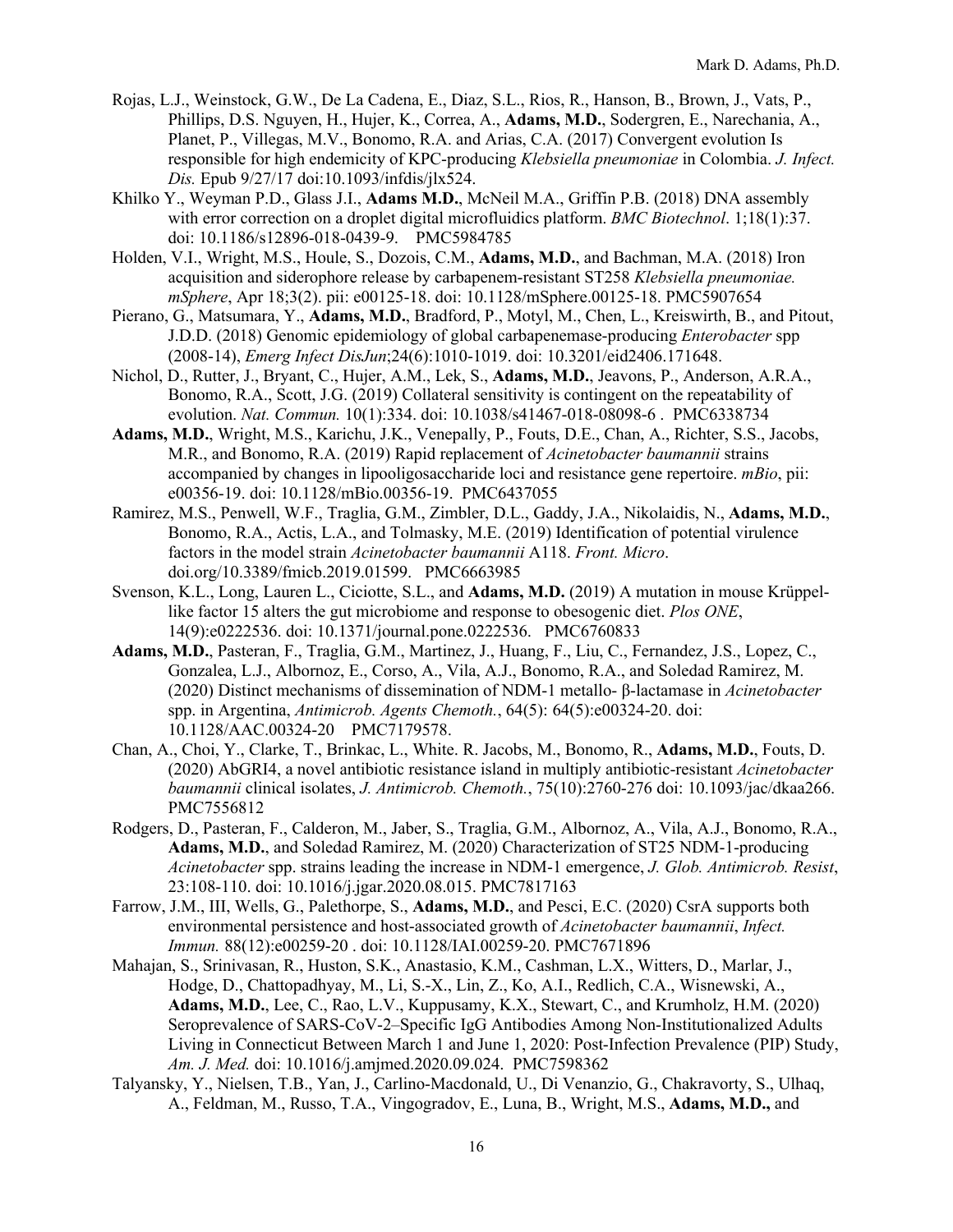Rojas, L.J., Weinstock, G.W., De La Cadena, E., Diaz, S.L., Rios, R., Hanson, B., Brown, J., Vats, P., Phillips, D.S. Nguyen, H., Hujer, K., Correa, A., **Adams, M.D.**, Sodergren, E., Narechania, A., Planet, P., Villegas, M.V., Bonomo, R.A. and Arias, C.A. (2017) Convergent evolution Is responsible for high endemicity of KPC-producing *Klebsiella pneumoniae* in Colombia. *J. Infect. Dis.* Epub 9/27/17 doi:10.1093/infdis/jlx524.

Khilko Y., Weyman P.D., Glass J.I., **Adams M.D.**, McNeil M.A., Griffin P.B. (2018) DNA assembly with error correction on a droplet digital microfluidics platform. *BMC Biotechnol*. 1;18(1):37. doi: 10.1186/s12896-018-0439-9. PMC5984785

Holden, V.I., Wright, M.S., Houle, S., Dozois, C.M., **Adams, M.D.**, and Bachman, M.A. (2018) Iron acquisition and siderophore release by carbapenem-resistant ST258 *Klebsiella pneumoniae. mSphere*, Apr 18;3(2). pii: e00125-18. doi: 10.1128/mSphere.00125-18. PMC5907654

Pierano, G., Matsumara, Y., **Adams, M.D.**, Bradford, P., Motyl, M., Chen, L., Kreiswirth, B., and Pitout, J.D.D. (2018) Genomic epidemiology of global carbapenemase-producing *Enterobacter* spp (2008-14), *Emerg Infect DisJun*;24(6):1010-1019. doi: 10.3201/eid2406.171648.

Nichol, D., Rutter, J., Bryant, C., Hujer, A.M., Lek, S., **Adams, M.D.**, Jeavons, P., Anderson, A.R.A., Bonomo, R.A., Scott, J.G. (2019) Collateral sensitivity is contingent on the repeatability of evolution. *Nat. Commun.* 10(1):334. doi: 10.1038/s41467-018-08098-6 . PMC6338734

**Adams, M.D.**, Wright, M.S., Karichu, J.K., Venepally, P., Fouts, D.E., Chan, A., Richter, S.S., Jacobs, M.R., and Bonomo, R.A. (2019) Rapid replacement of *Acinetobacter baumannii* strains accompanied by changes in lipooligosaccharide loci and resistance gene repertoire. *mBio*, pii: e00356-19. doi: 10.1128/mBio.00356-19. PMC6437055

Ramirez, M.S., Penwell, W.F., Traglia, G.M., Zimbler, D.L., Gaddy, J.A., Nikolaidis, N., **Adams, M.D.**, Bonomo, R.A., Actis, L.A., and Tolmasky, M.E. (2019) Identification of potential virulence factors in the model strain *Acinetobacter baumannii* A118. *Front. Micro*. doi.org/10.3389/fmicb.2019.01599. PMC6663985

Svenson, K.L., Long, Lauren L., Ciciotte, S.L., and **Adams, M.D.** (2019) A mutation in mouse Krüppel-like factor 15 alters the gut microbiome and response to obesogenic diet. *Plos ONE*, 14(9):e0222536. doi: 10.1371/journal.pone.0222536. PMC6760833

**Adams, M.D.**, Pasteran, F., Traglia, G.M., Martinez, J., Huang, F., Liu, C., Fernandez, J.S., Lopez, C., Gonzalea, L.J., Albornoz, E., Corso, A., Vila, A.J., Bonomo, R.A., and Soledad Ramirez, M. (2020) Distinct mechanisms of dissemination of NDM-1 metallo- β-lactamase in *Acinetobacter* spp. in Argentina, *Antimicrob. Agents Chemoth.*, 64(5): 64(5):e00324-20. doi: 10.1128/AAC.00324-20 PMC7179578.

Chan, A., Choi, Y., Clarke, T., Brinkac, L., White. R. Jacobs, M., Bonomo, R., **Adams, M.D.**, Fouts, D. (2020) AbGRI4, a novel antibiotic resistance island in multiply antibiotic-resistant *Acinetobacter baumannii* clinical isolates, *J. Antimicrob. Chemoth.*, 75(10):2760-276 doi: 10.1093/jac/dkaa266. PMC7556812

Rodgers, D., Pasteran, F., Calderon, M., Jaber, S., Traglia, G.M., Albornoz, A., Vila, A.J., Bonomo, R.A., **Adams, M.D.**, and Soledad Ramirez, M. (2020) Characterization of ST25 NDM-1-producing *Acinetobacter* spp. strains leading the increase in NDM-1 emergence, *J. Glob. Antimicrob. Resist*, 23:108-110. doi: 10.1016/j.jgar.2020.08.015. PMC7817163

Farrow, J.M., III, Wells, G., Palethorpe, S., **Adams, M.D.**, and Pesci, E.C. (2020) CsrA supports both environmental persistence and host-associated growth of *Acinetobacter baumannii*, *Infect. Immun.* 88(12):e00259-20 . doi: 10.1128/IAI.00259-20. PMC7671896

Mahajan, S., Srinivasan, R., Huston, S.K., Anastasio, K.M., Cashman, L.X., Witters, D., Marlar, J., Hodge, D., Chattopadhyay, M., Li, S.-X., Lin, Z., Ko, A.I., Redlich, C.A., Wisnewski, A., **Adams, M.D.**, Lee, C., Rao, L.V., Kuppusamy, K.X., Stewart, C., and Krumholz, H.M. (2020) Seroprevalence of SARS-CoV-2–Specific IgG Antibodies Among Non-Institutionalized Adults Living in Connecticut Between March 1 and June 1, 2020: Post-Infection Prevalence (PIP) Study, *Am. J. Med.* doi: 10.1016/j.amjmed.2020.09.024. PMC7598362

Talyansky, Y., Nielsen, T.B., Yan, J., Carlino-Macdonald, U., Di Venanzio, G., Chakravorty, S., Ulhaq, A., Feldman, M., Russo, T.A., Vingogradov, E., Luna, B., Wright, M.S., **Adams, M.D.,** and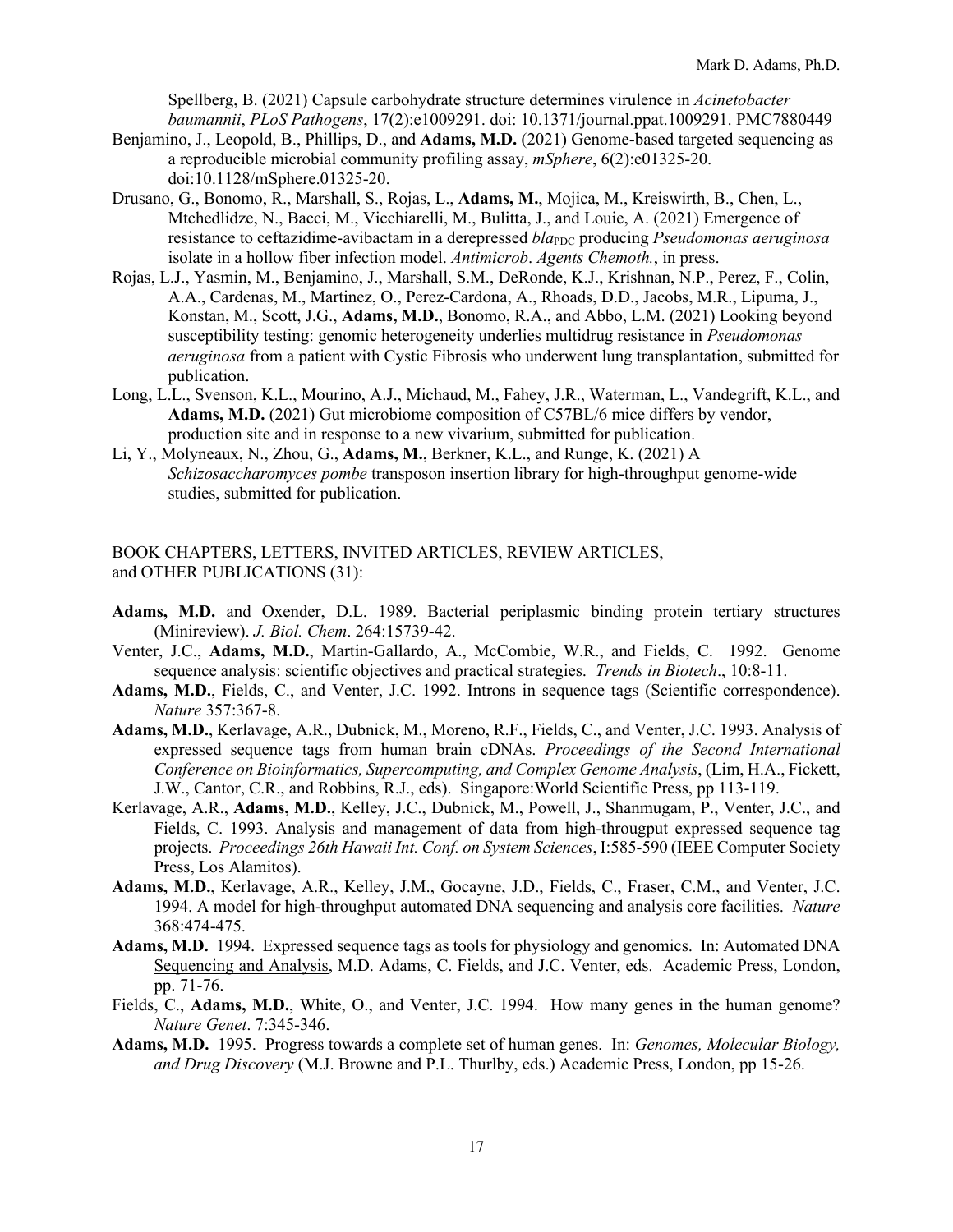Spellberg, B. (2021) Capsule carbohydrate structure determines virulence in *Acinetobacter baumannii*, *PLoS Pathogens*, 17(2):e1009291. doi: 10.1371/journal.ppat.1009291. PMC7880449

Benjamino, J., Leopold, B., Phillips, D., and **Adams, M.D.** (2021) Genome-based targeted sequencing as a reproducible microbial community profiling assay, *mSphere*, 6(2):e01325-20. doi:10.1128/mSphere.01325-20.

Drusano, G., Bonomo, R., Marshall, S., Rojas, L., **Adams, M.**, Mojica, M., Kreiswirth, B., Chen, L., Mtchedlidze, N., Bacci, M., Vicchiarelli, M., Bulitta, J., and Louie, A. (2021) Emergence of resistance to ceftazidime-avibactam in a derepressed *bla*$_{PDC}$ producing *Pseudomonas aeruginosa* isolate in a hollow fiber infection model. *Antimicrob. Agents Chemoth.*, in press.

Rojas, L.J., Yasmin, M., Benjamino, J., Marshall, S.M., DeRonde, K.J., Krishnan, N.P., Perez, F., Colin, A.A., Cardenas, M., Martinez, O., Perez-Cardona, A., Rhoads, D.D., Jacobs, M.R., Lipuma, J., Konstan, M., Scott, J.G., **Adams, M.D.**, Bonomo, R.A., and Abbo, L.M. (2021) Looking beyond susceptibility testing: genomic heterogeneity underlies multidrug resistance in *Pseudomonas aeruginosa* from a patient with Cystic Fibrosis who underwent lung transplantation, submitted for publication.

Long, L.L., Svenson, K.L., Mourino, A.J., Michaud, M., Fahey, J.R., Waterman, L., Vandegrift, K.L., and **Adams, M.D.** (2021) Gut microbiome composition of C57BL/6 mice differs by vendor, production site and in response to a new vivarium, submitted for publication.

Li, Y., Molyneaux, N., Zhou, G., **Adams, M.**, Berkner, K.L., and Runge, K. (2021) A *Schizosaccharomyces pombe* transposon insertion library for high-throughput genome-wide studies, submitted for publication.

BOOK CHAPTERS, LETTERS, INVITED ARTICLES, REVIEW ARTICLES, and OTHER PUBLICATIONS (31):

**Adams, M.D.** and Oxender, D.L. 1989. Bacterial periplasmic binding protein tertiary structures (Minireview). *J. Biol. Chem*. 264:15739-42.

Venter, J.C., **Adams, M.D.**, Martin-Gallardo, A., McCombie, W.R., and Fields, C. 1992. Genome sequence analysis: scientific objectives and practical strategies. *Trends in Biotech*., 10:8-11.

**Adams, M.D.**, Fields, C., and Venter, J.C. 1992. Introns in sequence tags (Scientific correspondence). *Nature* 357:367-8.

**Adams, M.D.**, Kerlavage, A.R., Dubnick, M., Moreno, R.F., Fields, C., and Venter, J.C. 1993. Analysis of expressed sequence tags from human brain cDNAs. *Proceedings of the Second International Conference on Bioinformatics, Supercomputing, and Complex Genome Analysis*, (Lim, H.A., Fickett, J.W., Cantor, C.R., and Robbins, R.J., eds). Singapore:World Scientific Press, pp 113-119.

Kerlavage, A.R., **Adams, M.D.**, Kelley, J.C., Dubnick, M., Powell, J., Shanmugam, P., Venter, J.C., and Fields, C. 1993. Analysis and management of data from high-througput expressed sequence tag projects. *Proceedings 26th Hawaii Int. Conf. on System Sciences*, I:585-590 (IEEE Computer Society Press, Los Alamitos).

**Adams, M.D.**, Kerlavage, A.R., Kelley, J.M., Gocayne, J.D., Fields, C., Fraser, C.M., and Venter, J.C. 1994. A model for high-throughput automated DNA sequencing and analysis core facilities. *Nature* 368:474-475.

**Adams, M.D.** 1994. Expressed sequence tags as tools for physiology and genomics. In: Automated DNA Sequencing and Analysis, M.D. Adams, C. Fields, and J.C. Venter, eds. Academic Press, London, pp. 71-76.

Fields, C., **Adams, M.D.**, White, O., and Venter, J.C. 1994. How many genes in the human genome? *Nature Genet*. 7:345-346.

**Adams, M.D.** 1995. Progress towards a complete set of human genes. In: *Genomes, Molecular Biology, and Drug Discovery* (M.J. Browne and P.L. Thurlby, eds.) Academic Press, London, pp 15-26.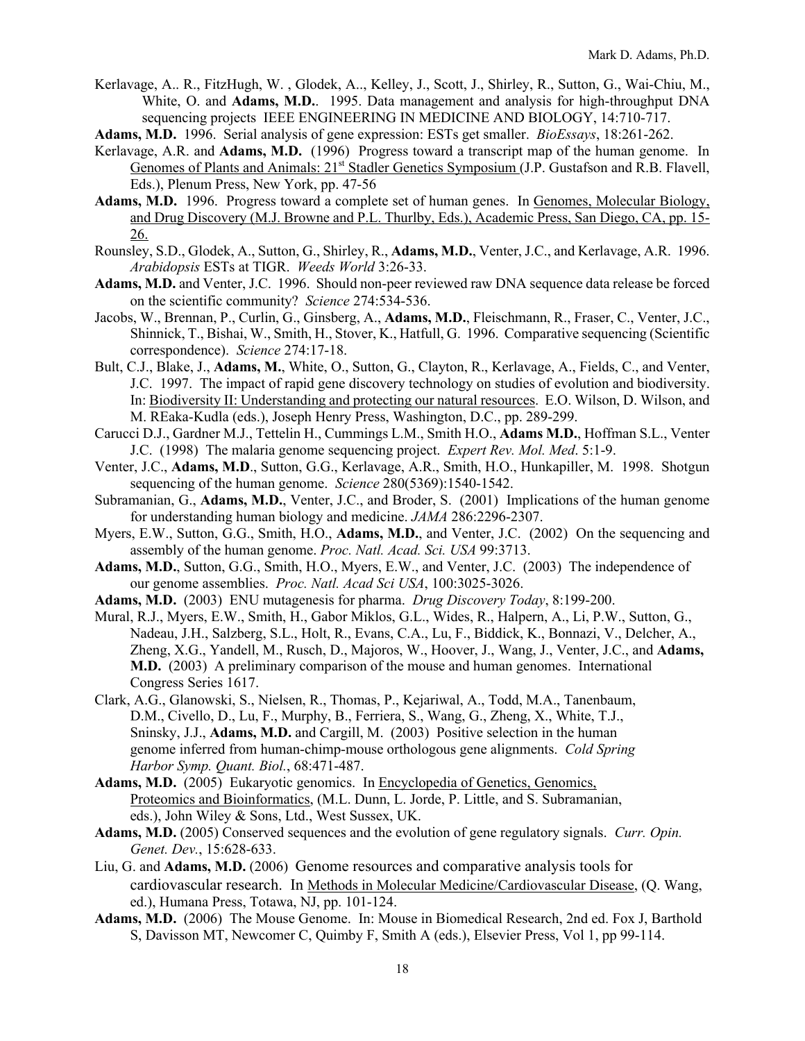Kerlavage, A.. R., FitzHugh, W. , Glodek, A.., Kelley, J., Scott, J., Shirley, R., Sutton, G., Wai-Chiu, M., White, O. and **Adams, M.D.**. 1995. Data management and analysis for high-throughput DNA sequencing projects IEEE ENGINEERING IN MEDICINE AND BIOLOGY, 14:710-717.

**Adams, M.D.** 1996. Serial analysis of gene expression: ESTs get smaller. *BioEssays*, 18:261-262.

Kerlavage, A.R. and **Adams, M.D.** (1996) Progress toward a transcript map of the human genome. In Genomes of Plants and Animals: 21st Stadler Genetics Symposium (J.P. Gustafson and R.B. Flavell, Eds.), Plenum Press, New York, pp. 47-56

**Adams, M.D.** 1996. Progress toward a complete set of human genes. In Genomes, Molecular Biology, and Drug Discovery (M.J. Browne and P.L. Thurlby, Eds.), Academic Press, San Diego, CA, pp. 15-26.

Rounsley, S.D., Glodek, A., Sutton, G., Shirley, R., **Adams, M.D.**, Venter, J.C., and Kerlavage, A.R. 1996. *Arabidopsis* ESTs at TIGR. *Weeds World* 3:26-33.

**Adams, M.D.** and Venter, J.C. 1996. Should non-peer reviewed raw DNA sequence data release be forced on the scientific community? *Science* 274:534-536.

Jacobs, W., Brennan, P., Curlin, G., Ginsberg, A., **Adams, M.D.**, Fleischmann, R., Fraser, C., Venter, J.C., Shinnick, T., Bishai, W., Smith, H., Stover, K., Hatfull, G. 1996. Comparative sequencing (Scientific correspondence). *Science* 274:17-18.

Bult, C.J., Blake, J., **Adams, M.**, White, O., Sutton, G., Clayton, R., Kerlavage, A., Fields, C., and Venter, J.C. 1997. The impact of rapid gene discovery technology on studies of evolution and biodiversity. In: Biodiversity II: Understanding and protecting our natural resources. E.O. Wilson, D. Wilson, and M. REaka-Kudla (eds.), Joseph Henry Press, Washington, D.C., pp. 289-299.

Carucci D.J., Gardner M.J., Tettelin H., Cummings L.M., Smith H.O., **Adams M.D.**, Hoffman S.L., Venter J.C. (1998) The malaria genome sequencing project. *Expert Rev. Mol. Med*. 5:1-9.

Venter, J.C., **Adams, M.D**., Sutton, G.G., Kerlavage, A.R., Smith, H.O., Hunkapiller, M. 1998. Shotgun sequencing of the human genome. *Science* 280(5369):1540-1542.

Subramanian, G., **Adams, M.D.**, Venter, J.C., and Broder, S. (2001) Implications of the human genome for understanding human biology and medicine. *JAMA* 286:2296-2307.

Myers, E.W., Sutton, G.G., Smith, H.O., **Adams, M.D.**, and Venter, J.C. (2002) On the sequencing and assembly of the human genome. *Proc. Natl. Acad. Sci. USA* 99:3713.

**Adams, M.D.**, Sutton, G.G., Smith, H.O., Myers, E.W., and Venter, J.C. (2003) The independence of our genome assemblies. *Proc. Natl. Acad Sci USA*, 100:3025-3026.

**Adams, M.D.** (2003) ENU mutagenesis for pharma. *Drug Discovery Today*, 8:199-200.

Mural, R.J., Myers, E.W., Smith, H., Gabor Miklos, G.L., Wides, R., Halpern, A., Li, P.W., Sutton, G., Nadeau, J.H., Salzberg, S.L., Holt, R., Evans, C.A., Lu, F., Biddick, K., Bonnazi, V., Delcher, A., Zheng, X.G., Yandell, M., Rusch, D., Majoros, W., Hoover, J., Wang, J., Venter, J.C., and **Adams, M.D.** (2003) A preliminary comparison of the mouse and human genomes. International Congress Series 1617.

Clark, A.G., Glanowski, S., Nielsen, R., Thomas, P., Kejariwal, A., Todd, M.A., Tanenbaum, D.M., Civello, D., Lu, F., Murphy, B., Ferriera, S., Wang, G., Zheng, X., White, T.J., Sninsky, J.J., **Adams, M.D.** and Cargill, M. (2003) Positive selection in the human genome inferred from human-chimp-mouse orthologous gene alignments. *Cold Spring Harbor Symp. Quant. Biol.*, 68:471-487.

**Adams, M.D.** (2005) Eukaryotic genomics. In Encyclopedia of Genetics, Genomics, Proteomics and Bioinformatics, (M.L. Dunn, L. Jorde, P. Little, and S. Subramanian, eds.), John Wiley & Sons, Ltd., West Sussex, UK.

**Adams, M.D.** (2005) Conserved sequences and the evolution of gene regulatory signals. *Curr. Opin. Genet. Dev.*, 15:628-633.

Liu, G. and **Adams, M.D.** (2006) Genome resources and comparative analysis tools for cardiovascular research. In Methods in Molecular Medicine/Cardiovascular Disease, (Q. Wang, ed.), Humana Press, Totawa, NJ, pp. 101-124.

**Adams, M.D.** (2006) The Mouse Genome. In: Mouse in Biomedical Research, 2nd ed. Fox J, Barthold S, Davisson MT, Newcomer C, Quimby F, Smith A (eds.), Elsevier Press, Vol 1, pp 99-114.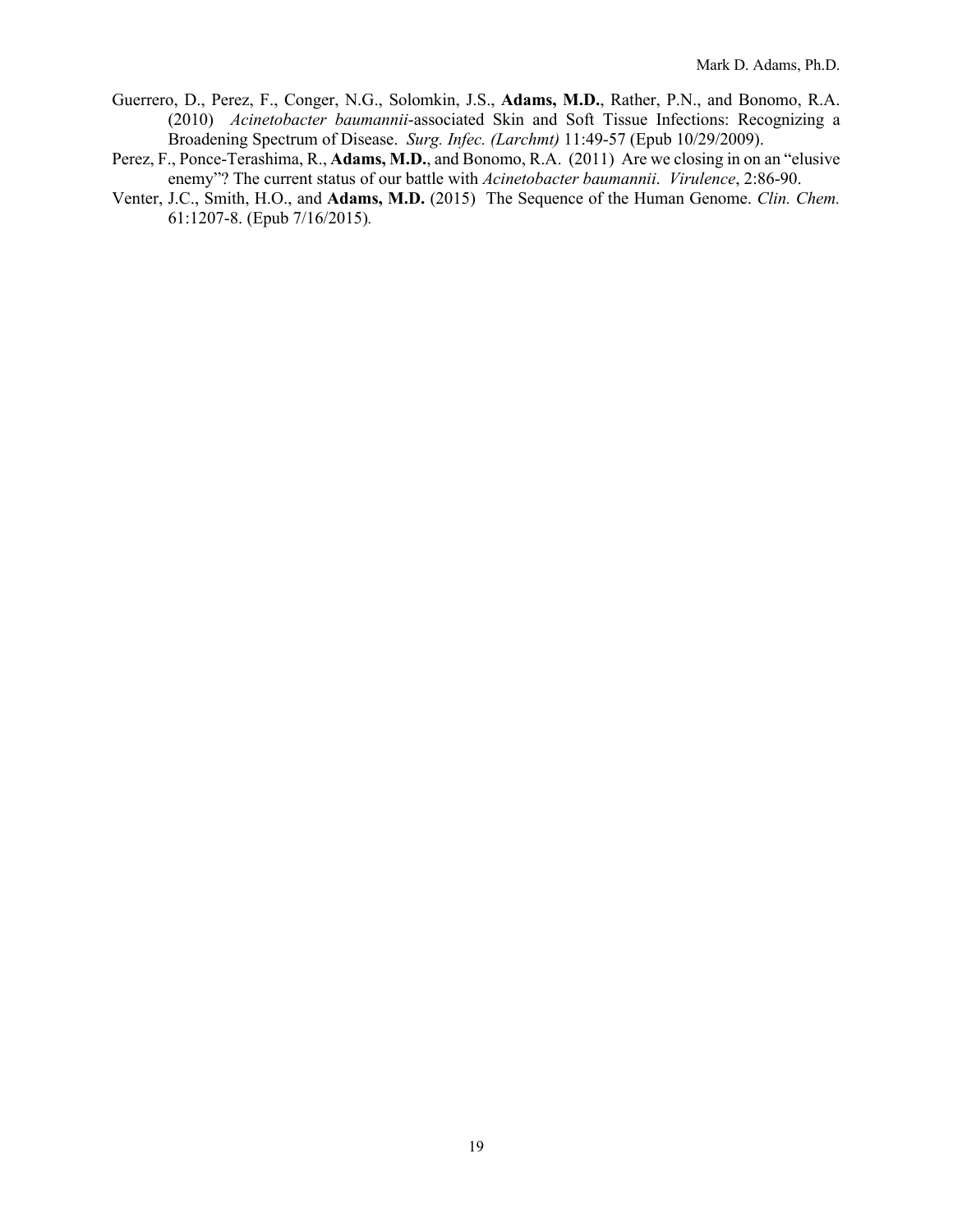Guerrero, D., Perez, F., Conger, N.G., Solomkin, J.S., **Adams, M.D.**, Rather, P.N., and Bonomo, R.A. (2010) *Acinetobacter baumannii*-associated Skin and Soft Tissue Infections: Recognizing a Broadening Spectrum of Disease. *Surg. Infec. (Larchmt)* 11:49-57 (Epub 10/29/2009).

Perez, F., Ponce-Terashima, R., **Adams, M.D.**, and Bonomo, R.A. (2011) Are we closing in on an "elusive enemy"? The current status of our battle with *Acinetobacter baumannii*. *Virulence*, 2:86-90.

Venter, J.C., Smith, H.O., and **Adams, M.D.** (2015) The Sequence of the Human Genome. *Clin. Chem.* 61:1207-8. (Epub 7/16/2015).